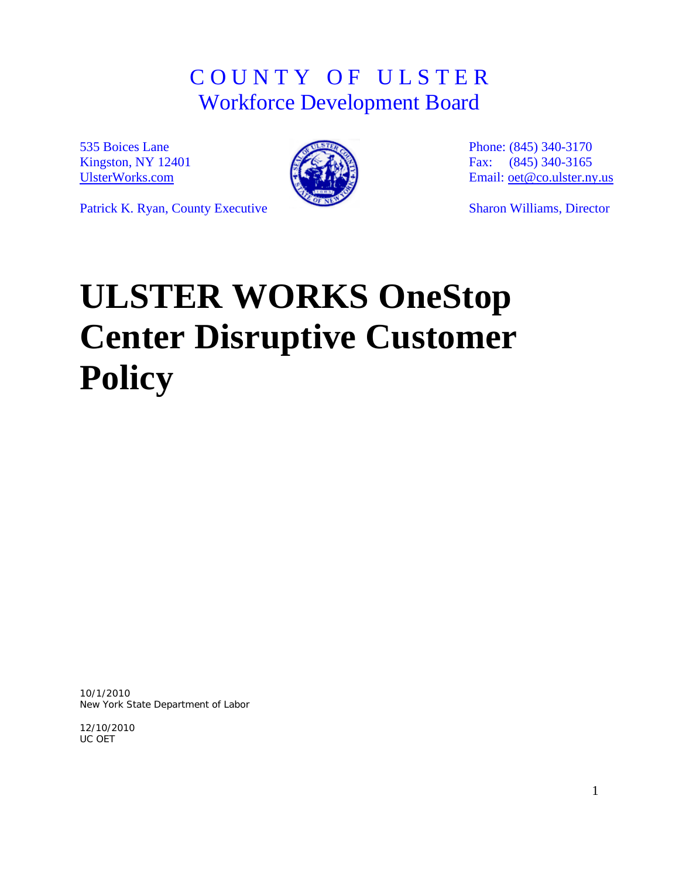COUNTY OF ULSTER
Workforce Development Board

535 Boices Lane
Kingston, NY 12401
UlsterWorks.com

Phone: (845) 340-3170
Fax: (845) 340-3165
Email: oet@co.ulster.ny.us

Patrick K. Ryan, County Executive

Sharon Williams, Director

# ULSTER WORKS OneStop Center Disruptive Customer Policy

10/1/2010
New York State Department of Labor

12/10/2010
UC OET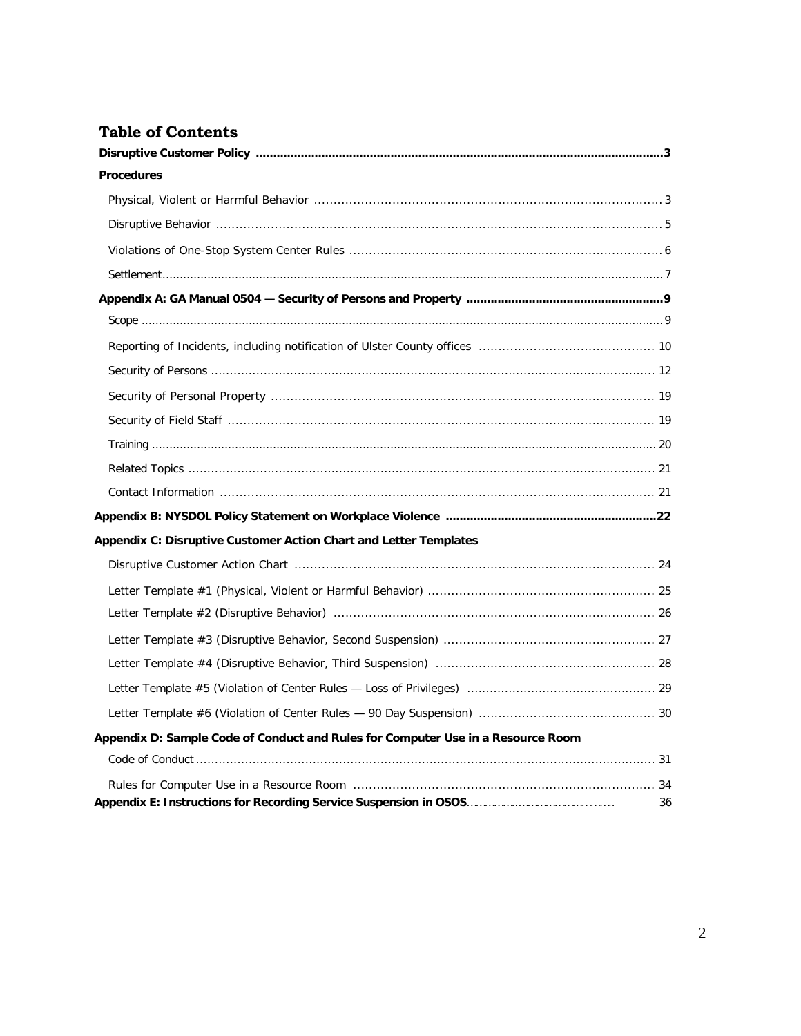## Table of Contents

**Disruptive Customer Policy** .......... **3**

**Procedures**

- Physical, Violent or Harmful Behavior .......... 3
- Disruptive Behavior .......... 5
- Violations of One-Stop System Center Rules .......... 6
- Settlement .......... 7

**Appendix A: GA Manual 0504 — Security of Persons and Property** .......... **9**

- Scope .......... 9
- Reporting of Incidents, including notification of Ulster County offices .......... 10
- Security of Persons .......... 12
- Security of Personal Property .......... 19
- Security of Field Staff .......... 19
- Training .......... 20
- Related Topics .......... 21
- Contact Information .......... 21

**Appendix B: NYSDOL Policy Statement on Workplace Violence** .......... **22**

**Appendix C: Disruptive Customer Action Chart and Letter Templates**

- Disruptive Customer Action Chart .......... 24
- Letter Template #1 (Physical, Violent or Harmful Behavior) .......... 25
- Letter Template #2 (Disruptive Behavior) .......... 26
- Letter Template #3 (Disruptive Behavior, Second Suspension) .......... 27
- Letter Template #4 (Disruptive Behavior, Third Suspension) .......... 28
- Letter Template #5 (Violation of Center Rules — Loss of Privileges) .......... 29
- Letter Template #6 (Violation of Center Rules — 90 Day Suspension) .......... 30

**Appendix D: Sample Code of Conduct and Rules for Computer Use in a Resource Room**

- Code of Conduct .......... 31
- Rules for Computer Use in a Resource Room .......... 34

**Appendix E: Instructions for Recording Service Suspension in OSOS** .......... 36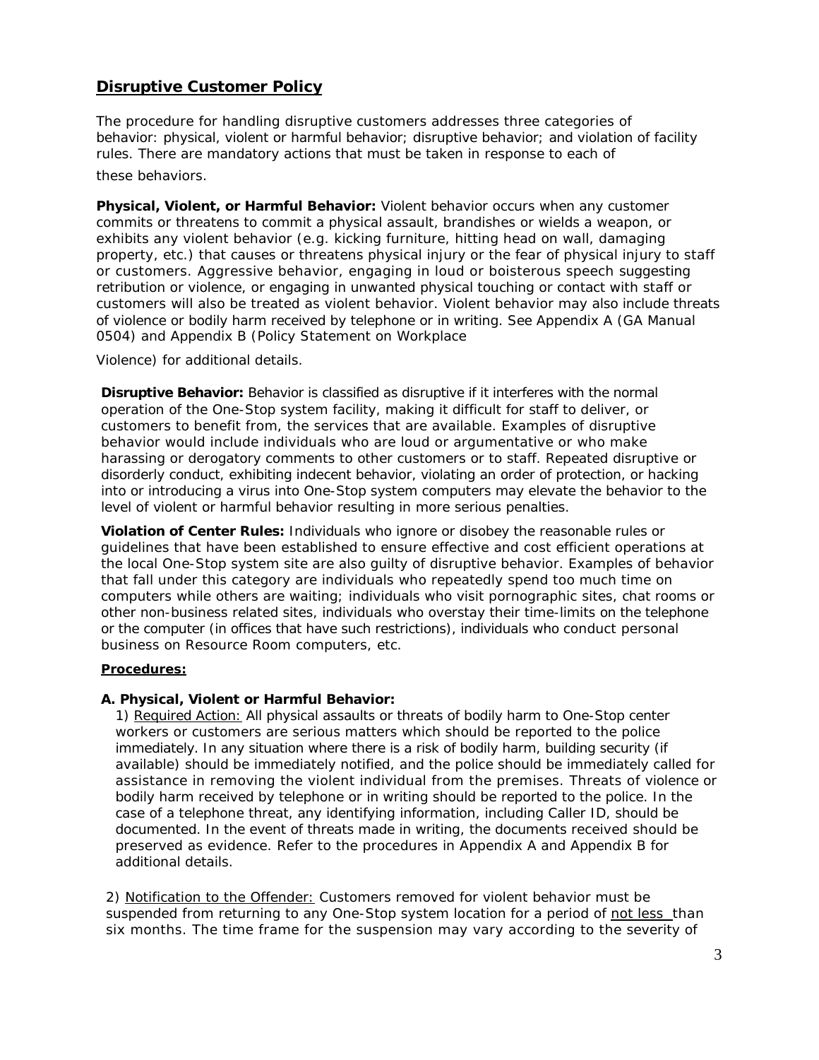## Disruptive Customer Policy

The procedure for handling disruptive customers addresses three categories of behavior: physical, violent or harmful behavior; disruptive behavior; and violation of facility rules. There are mandatory actions that must be taken in response to each of these behaviors.

**Physical, Violent, or Harmful Behavior:** Violent behavior occurs when any customer commits or threatens to commit a physical assault, brandishes or wields a weapon, or exhibits any violent behavior (e.g. kicking furniture, hitting head on wall, damaging property, etc.) that causes or threatens physical injury or the fear of physical injury to staff or customers. Aggressive behavior, engaging in loud or boisterous speech suggesting retribution or violence, or engaging in unwanted physical touching or contact with staff or customers will also be treated as violent behavior. Violent behavior may also include threats of violence or bodily harm received by telephone or in writing. See Appendix A (GA Manual 0504) and Appendix B (Policy Statement on Workplace Violence) for additional details.

**Disruptive Behavior:** Behavior is classified as disruptive if it interferes with the normal operation of the One-Stop system facility, making it difficult for staff to deliver, or customers to benefit from, the services that are available. Examples of disruptive behavior would include individuals who are loud or argumentative or who make harassing or derogatory comments to other customers or to staff. Repeated disruptive or disorderly conduct, exhibiting indecent behavior, violating an order of protection, or hacking into or introducing a virus into One-Stop system computers may elevate the behavior to the level of violent or harmful behavior resulting in more serious penalties.

**Violation of Center Rules:** Individuals who ignore or disobey the reasonable rules or guidelines that have been established to ensure effective and cost efficient operations at the local One-Stop system site are also guilty of disruptive behavior. Examples of behavior that fall under this category are individuals who repeatedly spend too much time on computers while others are waiting; individuals who visit pornographic sites, chat rooms or other non-business related sites, individuals who overstay their time-limits on the telephone or the computer (in offices that have such restrictions), individuals who conduct personal business on Resource Room computers, etc.

**Procedures:**

**A. Physical, Violent or Harmful Behavior:**

1) Required Action: All physical assaults or threats of bodily harm to One-Stop center workers or customers are serious matters which should be reported to the police immediately. In any situation where there is a risk of bodily harm, building security (if available) should be immediately notified, and the police should be immediately called for assistance in removing the violent individual from the premises. Threats of violence or bodily harm received by telephone or in writing should be reported to the police. In the case of a telephone threat, any identifying information, including Caller ID, should be documented. In the event of threats made in writing, the documents received should be preserved as evidence. Refer to the procedures in Appendix A and Appendix B for additional details.

2) Notification to the Offender: Customers removed for violent behavior must be suspended from returning to any One-Stop system location for a period of not less than six months. The time frame for the suspension may vary according to the severity of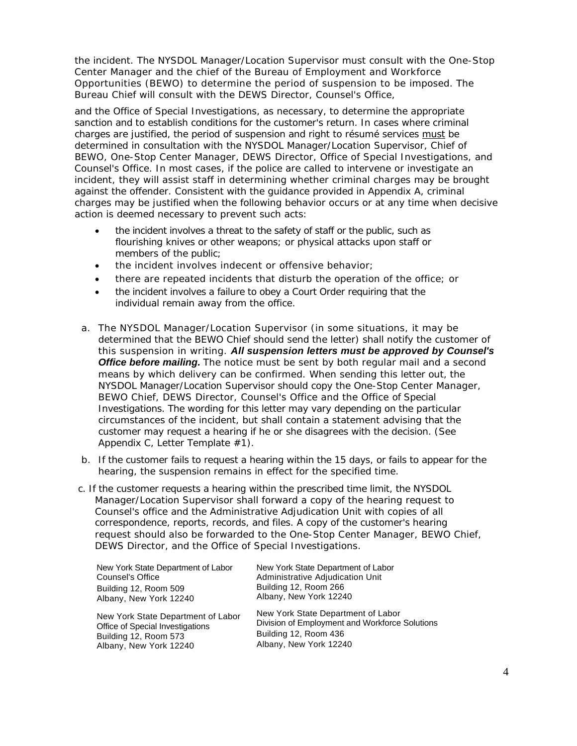the incident. The NYSDOL Manager/Location Supervisor must consult with the One-Stop Center Manager and the chief of the Bureau of Employment and Workforce Opportunities (BEWO) to determine the period of suspension to be imposed. The Bureau Chief will consult with the DEWS Director, Counsel's Office,

and the Office of Special Investigations, as necessary, to determine the appropriate sanction and to establish conditions for the customer's return. In cases where criminal charges are justified, the period of suspension and right to résumé services <u>must</u> be determined in consultation with the NYSDOL Manager/Location Supervisor, Chief of BEWO, One-Stop Center Manager, DEWS Director, Office of Special Investigations, and Counsel's Office. In most cases, if the police are called to intervene or investigate an incident, they will assist staff in determining whether criminal charges may be brought against the offender. Consistent with the guidance provided in Appendix A, criminal charges may be justified when the following behavior occurs or at any time when decisive action is deemed necessary to prevent such acts:

- the incident involves a threat to the safety of staff or the public, such as flourishing knives or other weapons; or physical attacks upon staff or members of the public;
- the incident involves indecent or offensive behavior;
- there are repeated incidents that disturb the operation of the office; or
- the incident involves a failure to obey a Court Order requiring that the individual remain away from the office.

a. The NYSDOL Manager/Location Supervisor (in some situations, it may be determined that the BEWO Chief should send the letter) shall notify the customer of this suspension in writing. ***All suspension letters must be approved by Counsel's Office before mailing.*** The notice must be sent by both regular mail and a second means by which delivery can be confirmed. When sending this letter out, the NYSDOL Manager/Location Supervisor should copy the One-Stop Center Manager, BEWO Chief, DEWS Director, Counsel's Office and the Office of Special Investigations. The wording for this letter may vary depending on the particular circumstances of the incident, but shall contain a statement advising that the customer may request a hearing if he or she disagrees with the decision. (See Appendix C, Letter Template #1).

b. If the customer fails to request a hearing within the 15 days, or fails to appear for the hearing, the suspension remains in effect for the specified time.

c. If the customer requests a hearing within the prescribed time limit, the NYSDOL Manager/Location Supervisor shall forward a copy of the hearing request to Counsel's office and the Administrative Adjudication Unit with copies of all correspondence, reports, records, and files. A copy of the customer's hearing request should also be forwarded to the One-Stop Center Manager, BEWO Chief, DEWS Director, and the Office of Special Investigations.

New York State Department of Labor
Counsel's Office
Building 12, Room 509
Albany, New York 12240

New York State Department of Labor
Administrative Adjudication Unit
Building 12, Room 266
Albany, New York 12240

New York State Department of Labor
Office of Special Investigations
Building 12, Room 573
Albany, New York 12240

New York State Department of Labor
Division of Employment and Workforce Solutions
Building 12, Room 436
Albany, New York 12240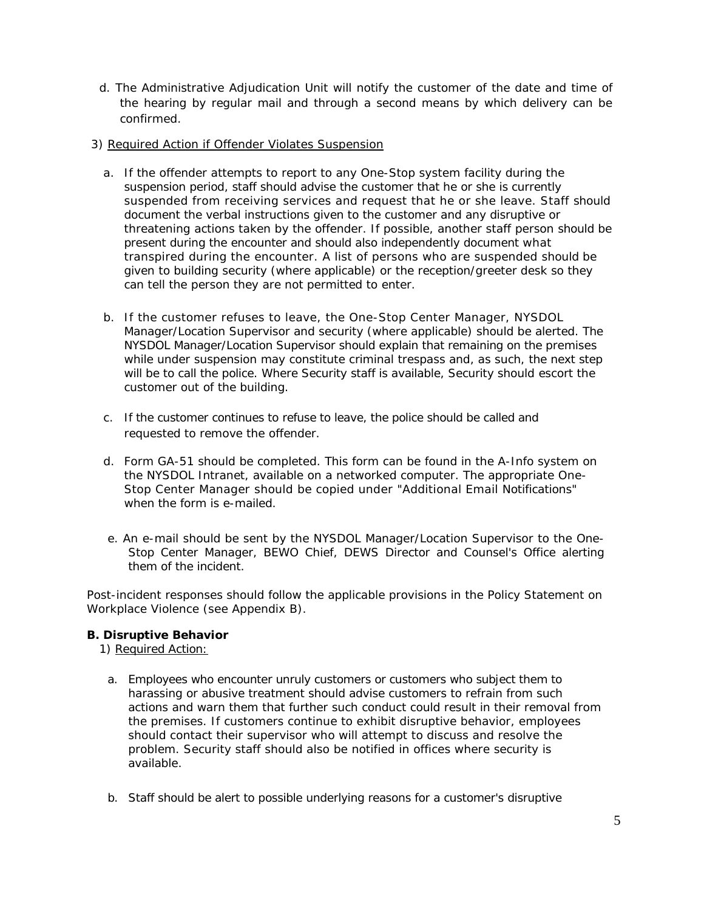d. The Administrative Adjudication Unit will notify the customer of the date and time of the hearing by regular mail and through a second means by which delivery can be confirmed.

3) Required Action if Offender Violates Suspension

a. If the offender attempts to report to any One-Stop system facility during the suspension period, staff should advise the customer that he or she is currently suspended from receiving services and request that he or she leave. Staff should document the verbal instructions given to the customer and any disruptive or threatening actions taken by the offender. If possible, another staff person should be present during the encounter and should also independently document what transpired during the encounter. A list of persons who are suspended should be given to building security (where applicable) or the reception/greeter desk so they can tell the person they are not permitted to enter.

b. If the customer refuses to leave, the One-Stop Center Manager, NYSDOL Manager/Location Supervisor and security (where applicable) should be alerted. The NYSDOL Manager/Location Supervisor should explain that remaining on the premises while under suspension may constitute criminal trespass and, as such, the next step will be to call the police. Where Security staff is available, Security should escort the customer out of the building.

c. If the customer continues to refuse to leave, the police should be called and requested to remove the offender.

d. Form GA-51 should be completed. This form can be found in the A-Info system on the NYSDOL Intranet, available on a networked computer. The appropriate One-Stop Center Manager should be copied under "Additional Email Notifications" when the form is e-mailed.

e. An e-mail should be sent by the NYSDOL Manager/Location Supervisor to the One-Stop Center Manager, BEWO Chief, DEWS Director and Counsel's Office alerting them of the incident.

Post-incident responses should follow the applicable provisions in the Policy Statement on Workplace Violence (see Appendix B).

**B. Disruptive Behavior**

1) Required Action:

a. Employees who encounter unruly customers or customers who subject them to harassing or abusive treatment should advise customers to refrain from such actions and warn them that further such conduct could result in their removal from the premises. If customers continue to exhibit disruptive behavior, employees should contact their supervisor who will attempt to discuss and resolve the problem. Security staff should also be notified in offices where security is available.

b. Staff should be alert to possible underlying reasons for a customer's disruptive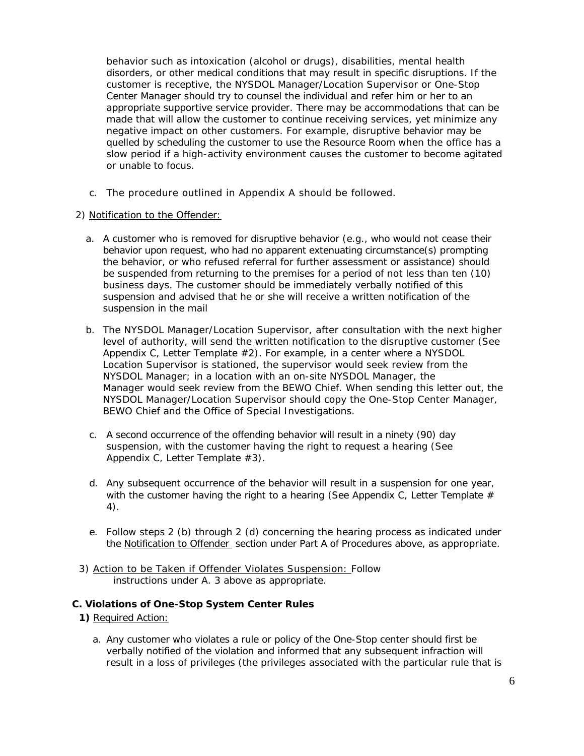behavior such as intoxication (alcohol or drugs), disabilities, mental health disorders, or other medical conditions that may result in specific disruptions. If the customer is receptive, the NYSDOL Manager/Location Supervisor or One-Stop Center Manager should try to counsel the individual and refer him or her to an appropriate supportive service provider. There may be accommodations that can be made that will allow the customer to continue receiving services, yet minimize any negative impact on other customers. For example, disruptive behavior may be quelled by scheduling the customer to use the Resource Room when the office has a slow period if a high-activity environment causes the customer to become agitated or unable to focus.

c. The procedure outlined in Appendix A should be followed.

2) Notification to the Offender:

a. A customer who is removed for disruptive behavior (e.g., who would not cease their behavior upon request, who had no apparent extenuating circumstance(s) prompting the behavior, or who refused referral for further assessment or assistance) should be suspended from returning to the premises for a period of not less than ten (10) business days. The customer should be immediately verbally notified of this suspension and advised that he or she will receive a written notification of the suspension in the mail

b. The NYSDOL Manager/Location Supervisor, after consultation with the next higher level of authority, will send the written notification to the disruptive customer (See Appendix C, Letter Template #2). For example, in a center where a NYSDOL Location Supervisor is stationed, the supervisor would seek review from the NYSDOL Manager; in a location with an on-site NYSDOL Manager, the Manager would seek review from the BEWO Chief. When sending this letter out, the NYSDOL Manager/Location Supervisor should copy the One-Stop Center Manager, BEWO Chief and the Office of Special Investigations.

c. A second occurrence of the offending behavior will result in a ninety (90) day suspension, with the customer having the right to request a hearing (See Appendix C, Letter Template #3).

d. Any subsequent occurrence of the behavior will result in a suspension for one year, with the customer having the right to a hearing (See Appendix C, Letter Template # 4).

e. Follow steps 2 (b) through 2 (d) concerning the hearing process as indicated under the Notification to Offender section under Part A of Procedures above, as appropriate.

3) Action to be Taken if Offender Violates Suspension: Follow instructions under A. 3 above as appropriate.

**C. Violations of One-Stop System Center Rules**

**1)** Required Action:

a. Any customer who violates a rule or policy of the One-Stop center should first be verbally notified of the violation and informed that any subsequent infraction will result in a loss of privileges (the privileges associated with the particular rule that is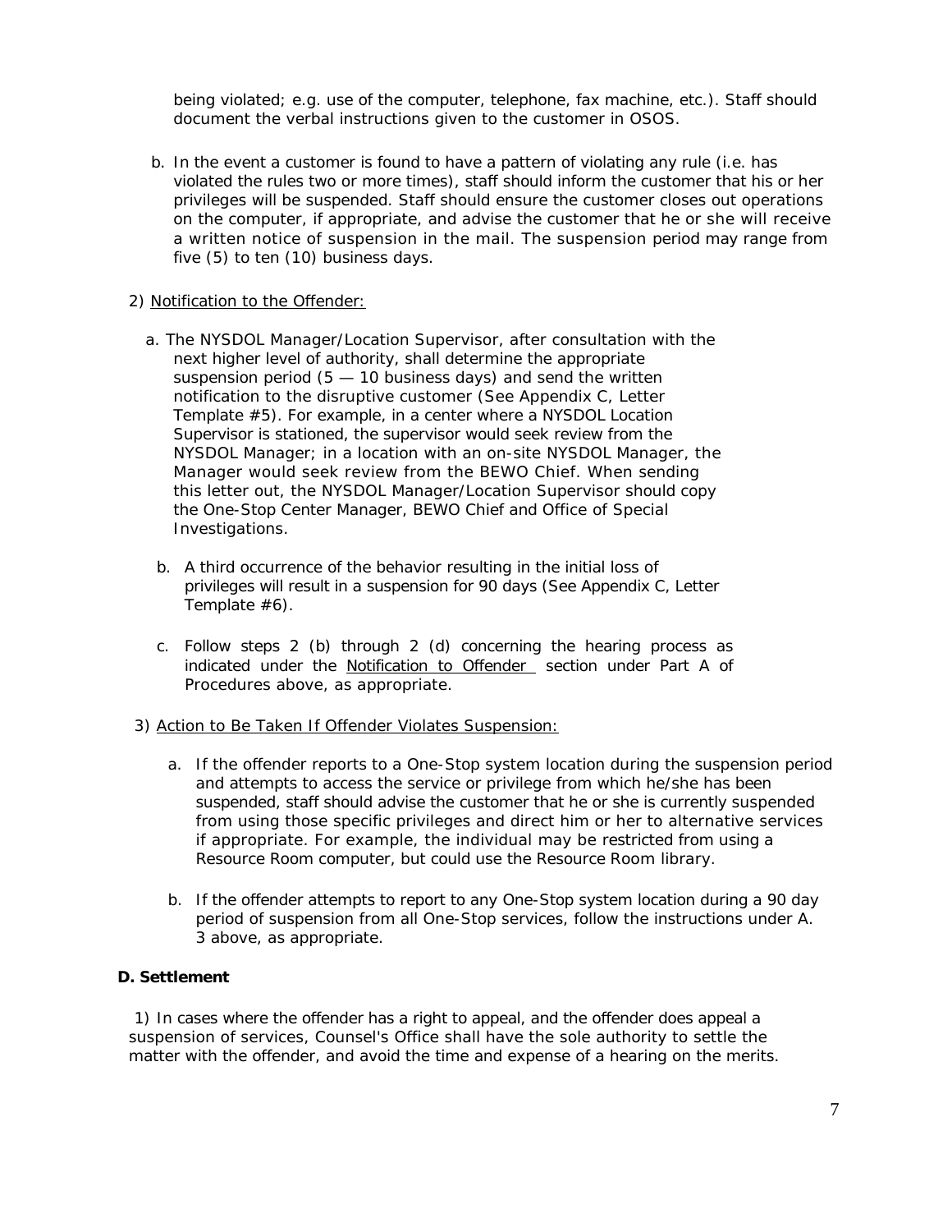being violated; e.g. use of the computer, telephone, fax machine, etc.). Staff should document the verbal instructions given to the customer in OSOS.

b. In the event a customer is found to have a pattern of violating any rule (i.e. has violated the rules two or more times), staff should inform the customer that his or her privileges will be suspended. Staff should ensure the customer closes out operations on the computer, if appropriate, and advise the customer that he or she will receive a written notice of suspension in the mail. The suspension period may range from five (5) to ten (10) business days.

2) Notification to the Offender:

a. The NYSDOL Manager/Location Supervisor, after consultation with the next higher level of authority, shall determine the appropriate suspension period (5 — 10 business days) and send the written notification to the disruptive customer (See Appendix C, Letter Template #5). For example, in a center where a NYSDOL Location Supervisor is stationed, the supervisor would seek review from the NYSDOL Manager; in a location with an on-site NYSDOL Manager, the Manager would seek review from the BEWO Chief. When sending this letter out, the NYSDOL Manager/Location Supervisor should copy the One-Stop Center Manager, BEWO Chief and Office of Special Investigations.

b. A third occurrence of the behavior resulting in the initial loss of privileges will result in a suspension for 90 days (See Appendix C, Letter Template #6).

c. Follow steps 2 (b) through 2 (d) concerning the hearing process as indicated under the Notification to Offender section under Part A of Procedures above, as appropriate.

3) Action to Be Taken If Offender Violates Suspension:

a. If the offender reports to a One-Stop system location during the suspension period and attempts to access the service or privilege from which he/she has been suspended, staff should advise the customer that he or she is currently suspended from using those specific privileges and direct him or her to alternative services if appropriate. For example, the individual may be restricted from using a Resource Room computer, but could use the Resource Room library.

b. If the offender attempts to report to any One-Stop system location during a 90 day period of suspension from all One-Stop services, follow the instructions under A. 3 above, as appropriate.

**D. Settlement**

1) In cases where the offender has a right to appeal, and the offender does appeal a suspension of services, Counsel's Office shall have the sole authority to settle the matter with the offender, and avoid the time and expense of a hearing on the merits.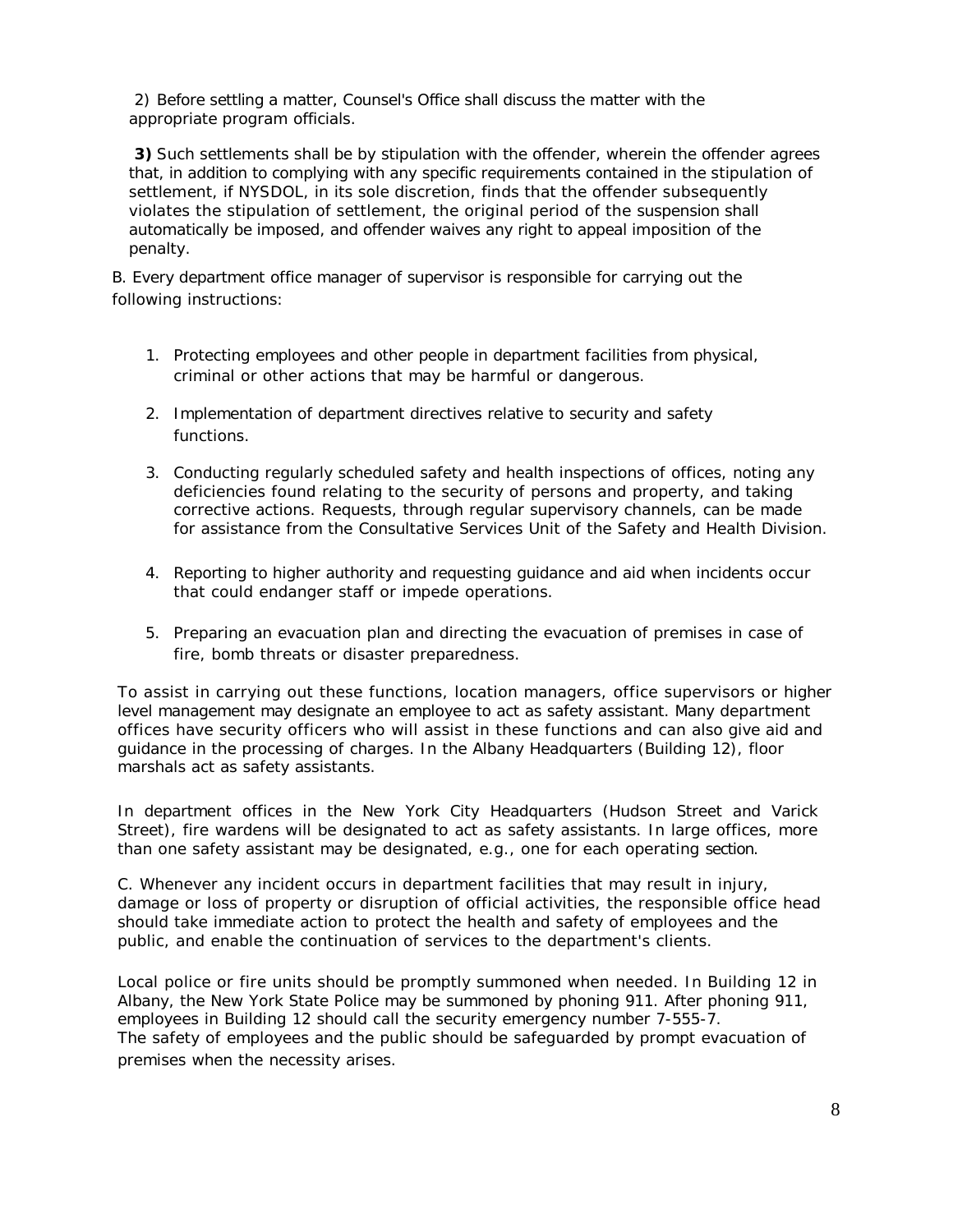2) Before settling a matter, Counsel's Office shall discuss the matter with the appropriate program officials.

**3)** Such settlements shall be by stipulation with the offender, wherein the offender agrees that, in addition to complying with any specific requirements contained in the stipulation of settlement, if NYSDOL, in its sole discretion, finds that the offender subsequently violates the stipulation of settlement, the original period of the suspension shall automatically be imposed, and offender waives any right to appeal imposition of the penalty.

B. Every department office manager of supervisor is responsible for carrying out the following instructions:

1. Protecting employees and other people in department facilities from physical, criminal or other actions that may be harmful or dangerous.

2. Implementation of department directives relative to security and safety functions.

3. Conducting regularly scheduled safety and health inspections of offices, noting any deficiencies found relating to the security of persons and property, and taking corrective actions. Requests, through regular supervisory channels, can be made for assistance from the Consultative Services Unit of the Safety and Health Division.

4. Reporting to higher authority and requesting guidance and aid when incidents occur that could endanger staff or impede operations.

5. Preparing an evacuation plan and directing the evacuation of premises in case of fire, bomb threats or disaster preparedness.

To assist in carrying out these functions, location managers, office supervisors or higher level management may designate an employee to act as safety assistant. Many department offices have security officers who will assist in these functions and can also give aid and guidance in the processing of charges. In the Albany Headquarters (Building 12), floor marshals act as safety assistants.

In department offices in the New York City Headquarters (Hudson Street and Varick Street), fire wardens will be designated to act as safety assistants. In large offices, more than one safety assistant may be designated, e.g., one for each operating section.

C. Whenever any incident occurs in department facilities that may result in injury, damage or loss of property or disruption of official activities, the responsible office head should take immediate action to protect the health and safety of employees and the public, and enable the continuation of services to the department's clients.

Local police or fire units should be promptly summoned when needed. In Building 12 in Albany, the New York State Police may be summoned by phoning 911. After phoning 911, employees in Building 12 should call the security emergency number 7-555-7. The safety of employees and the public should be safeguarded by prompt evacuation of premises when the necessity arises.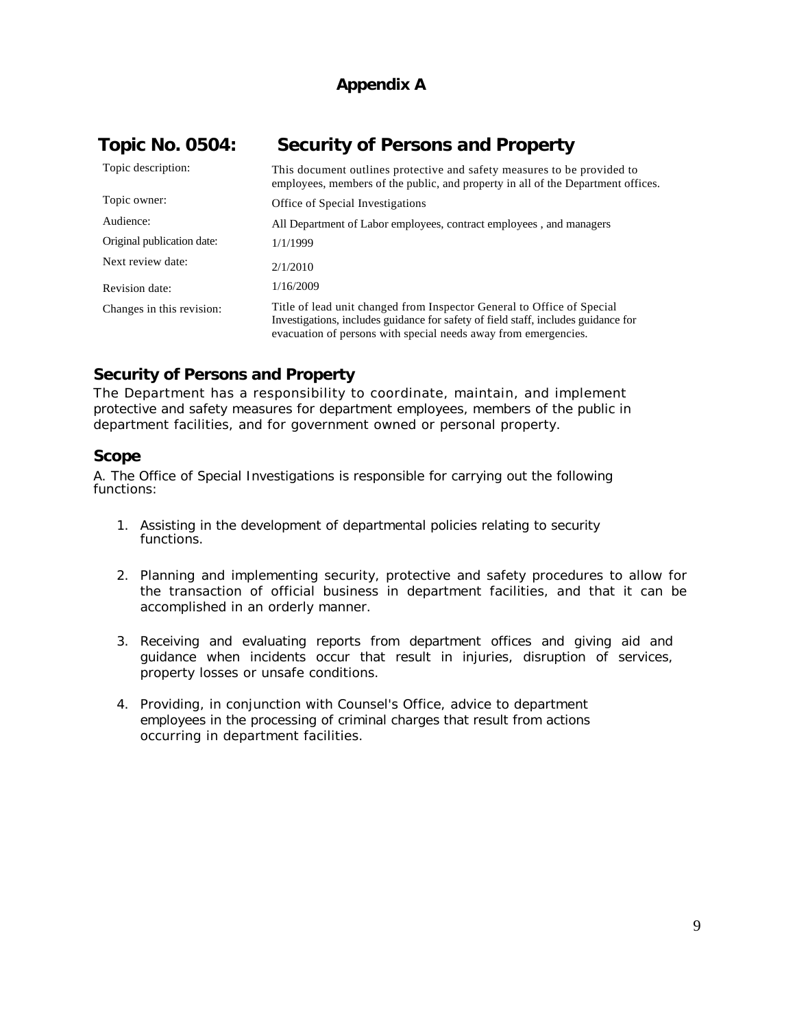## Appendix A

# Topic No. 0504: Security of Persons and Property

| | |
|---|---|
| Topic description: | This document outlines protective and safety measures to be provided to employees, members of the public, and property in all of the Department offices. |
| Topic owner: | Office of Special Investigations |
| Audience: | All Department of Labor employees, contract employees , and managers |
| Original publication date: | 1/1/1999 |
| Next review date: | 2/1/2010 |
| Revision date: | 1/16/2009 |
| Changes in this revision: | Title of lead unit changed from Inspector General to Office of Special Investigations, includes guidance for safety of field staff, includes guidance for evacuation of persons with special needs away from emergencies. |

## Security of Persons and Property

The Department has a responsibility to coordinate, maintain, and implement protective and safety measures for department employees, members of the public in department facilities, and for government owned or personal property.

## Scope

A. The Office of Special Investigations is responsible for carrying out the following functions:

1. Assisting in the development of departmental policies relating to security functions.
2. Planning and implementing security, protective and safety procedures to allow for the transaction of official business in department facilities, and that it can be accomplished in an orderly manner.
3. Receiving and evaluating reports from department offices and giving aid and guidance when incidents occur that result in injuries, disruption of services, property losses or unsafe conditions.
4. Providing, in conjunction with Counsel's Office, advice to department employees in the processing of criminal charges that result from actions occurring in department facilities.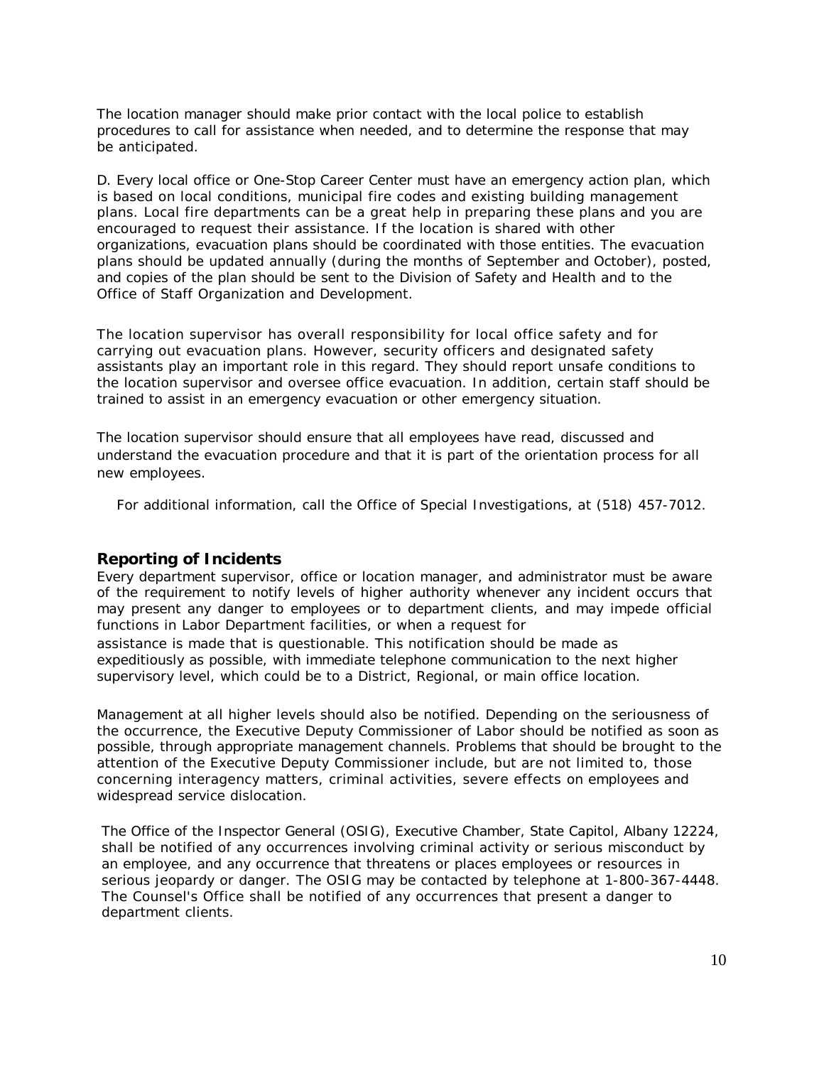The location manager should make prior contact with the local police to establish procedures to call for assistance when needed, and to determine the response that may be anticipated.

D. Every local office or One-Stop Career Center must have an emergency action plan, which is based on local conditions, municipal fire codes and existing building management plans. Local fire departments can be a great help in preparing these plans and you are encouraged to request their assistance. If the location is shared with other organizations, evacuation plans should be coordinated with those entities. The evacuation plans should be updated annually (during the months of September and October), posted, and copies of the plan should be sent to the Division of Safety and Health and to the Office of Staff Organization and Development.

The location supervisor has overall responsibility for local office safety and for carrying out evacuation plans. However, security officers and designated safety assistants play an important role in this regard. They should report unsafe conditions to the location supervisor and oversee office evacuation. In addition, certain staff should be trained to assist in an emergency evacuation or other emergency situation.

The location supervisor should ensure that all employees have read, discussed and understand the evacuation procedure and that it is part of the orientation process for all new employees.

For additional information, call the Office of Special Investigations, at (518) 457-7012.

## Reporting of Incidents

Every department supervisor, office or location manager, and administrator must be aware of the requirement to notify levels of higher authority whenever any incident occurs that may present any danger to employees or to department clients, and may impede official functions in Labor Department facilities, or when a request for assistance is made that is questionable. This notification should be made as expeditiously as possible, with immediate telephone communication to the next higher supervisory level, which could be to a District, Regional, or main office location.

Management at all higher levels should also be notified. Depending on the seriousness of the occurrence, the Executive Deputy Commissioner of Labor should be notified as soon as possible, through appropriate management channels. Problems that should be brought to the attention of the Executive Deputy Commissioner include, but are not limited to, those concerning interagency matters, criminal activities, severe effects on employees and widespread service dislocation.

The Office of the Inspector General (OSIG), Executive Chamber, State Capitol, Albany 12224, shall be notified of any occurrences involving criminal activity or serious misconduct by an employee, and any occurrence that threatens or places employees or resources in serious jeopardy or danger. The OSIG may be contacted by telephone at 1-800-367-4448. The Counsel's Office shall be notified of any occurrences that present a danger to department clients.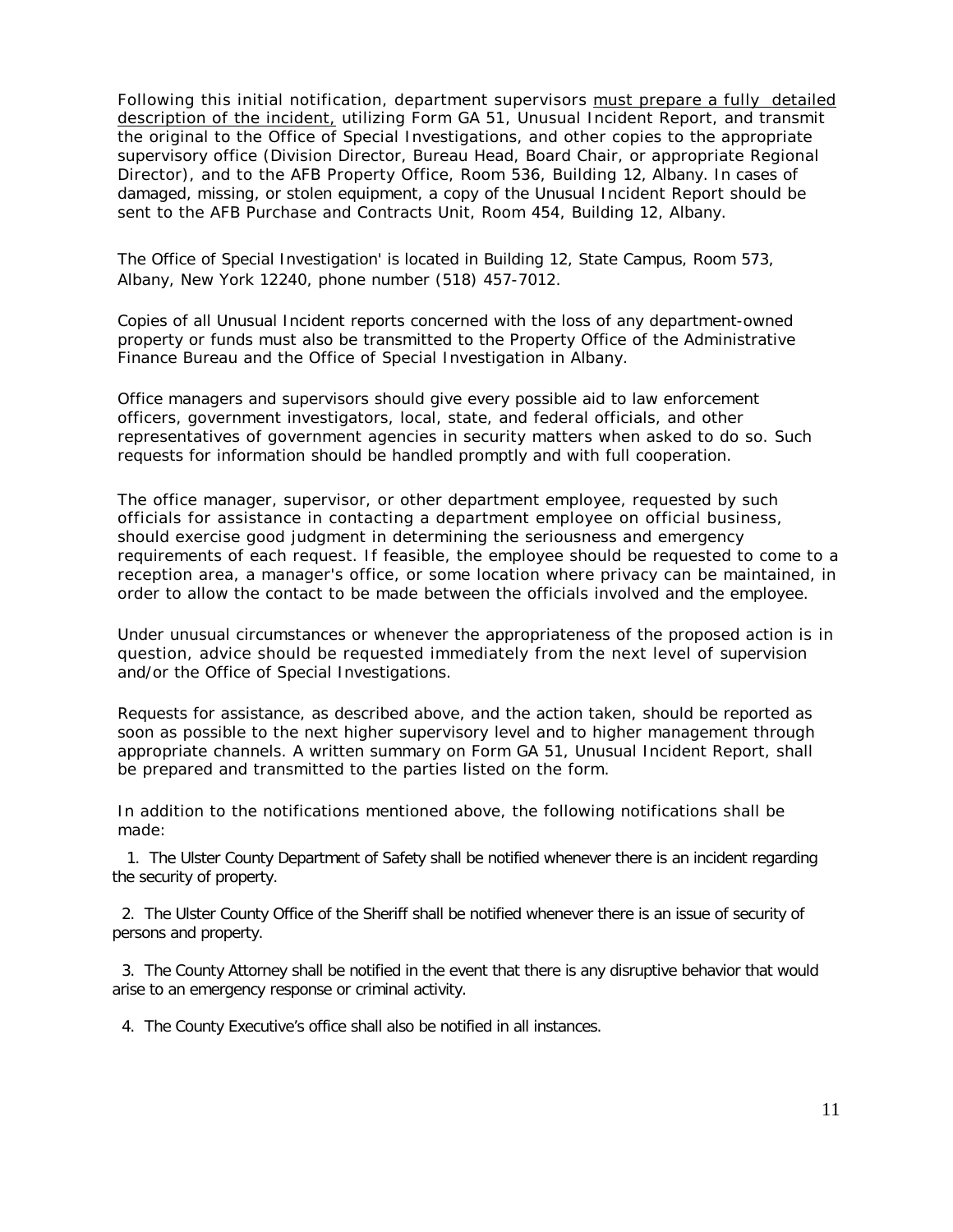Following this initial notification, department supervisors <u>must prepare a fully detailed description of the incident,</u> utilizing Form GA 51, Unusual Incident Report, and transmit the original to the Office of Special Investigations, and other copies to the appropriate supervisory office (Division Director, Bureau Head, Board Chair, or appropriate Regional Director), and to the AFB Property Office, Room 536, Building 12, Albany. In cases of damaged, missing, or stolen equipment, a copy of the Unusual Incident Report should be sent to the AFB Purchase and Contracts Unit, Room 454, Building 12, Albany.

The Office of Special Investigation' is located in Building 12, State Campus, Room 573, Albany, New York 12240, phone number (518) 457-7012.

Copies of all Unusual Incident reports concerned with the loss of any department-owned property or funds must also be transmitted to the Property Office of the Administrative Finance Bureau and the Office of Special Investigation in Albany.

Office managers and supervisors should give every possible aid to law enforcement officers, government investigators, local, state, and federal officials, and other representatives of government agencies in security matters when asked to do so. Such requests for information should be handled promptly and with full cooperation.

The office manager, supervisor, or other department employee, requested by such officials for assistance in contacting a department employee on official business, should exercise good judgment in determining the seriousness and emergency requirements of each request. If feasible, the employee should be requested to come to a reception area, a manager's office, or some location where privacy can be maintained, in order to allow the contact to be made between the officials involved and the employee.

Under unusual circumstances or whenever the appropriateness of the proposed action is in question, advice should be requested immediately from the next level of supervision and/or the Office of Special Investigations.

Requests for assistance, as described above, and the action taken, should be reported as soon as possible to the next higher supervisory level and to higher management through appropriate channels. A written summary on Form GA 51, Unusual Incident Report, shall be prepared and transmitted to the parties listed on the form.

In addition to the notifications mentioned above, the following notifications shall be made:

1. The Ulster County Department of Safety shall be notified whenever there is an incident regarding the security of property.

2. The Ulster County Office of the Sheriff shall be notified whenever there is an issue of security of persons and property.

3. The County Attorney shall be notified in the event that there is any disruptive behavior that would arise to an emergency response or criminal activity.

4. The County Executive's office shall also be notified in all instances.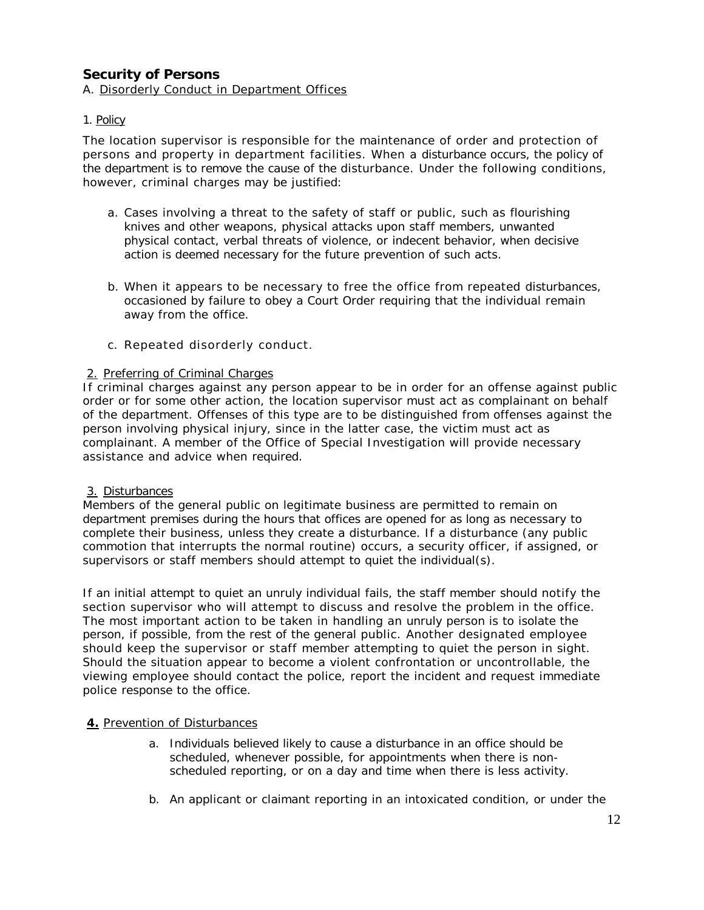## Security of Persons

A. Disorderly Conduct in Department Offices

1. Policy

The location supervisor is responsible for the maintenance of order and protection of persons and property in department facilities. When a disturbance occurs, the policy of the department is to remove the cause of the disturbance. Under the following conditions, however, criminal charges may be justified:

a. Cases involving a threat to the safety of staff or public, such as flourishing knives and other weapons, physical attacks upon staff members, unwanted physical contact, verbal threats of violence, or indecent behavior, when decisive action is deemed necessary for the future prevention of such acts.

b. When it appears to be necessary to free the office from repeated disturbances, occasioned by failure to obey a Court Order requiring that the individual remain away from the office.

c. Repeated disorderly conduct.

2. Preferring of Criminal Charges

If criminal charges against any person appear to be in order for an offense against public order or for some other action, the location supervisor must act as complainant on behalf of the department. Offenses of this type are to be distinguished from offenses against the person involving physical injury, since in the latter case, the victim must act as complainant. A member of the Office of Special Investigation will provide necessary assistance and advice when required.

3. Disturbances

Members of the general public on legitimate business are permitted to remain on department premises during the hours that offices are opened for as long as necessary to complete their business, unless they create a disturbance. If a disturbance (any public commotion that interrupts the normal routine) occurs, a security officer, if assigned, or supervisors or staff members should attempt to quiet the individual(s).

If an initial attempt to quiet an unruly individual fails, the staff member should notify the section supervisor who will attempt to discuss and resolve the problem in the office. The most important action to be taken in handling an unruly person is to isolate the person, if possible, from the rest of the general public. Another designated employee should keep the supervisor or staff member attempting to quiet the person in sight. Should the situation appear to become a violent confrontation or uncontrollable, the viewing employee should contact the police, report the incident and request immediate police response to the office.

**4.** Prevention of Disturbances

a. Individuals believed likely to cause a disturbance in an office should be scheduled, whenever possible, for appointments when there is non-scheduled reporting, or on a day and time when there is less activity.

b. An applicant or claimant reporting in an intoxicated condition, or under the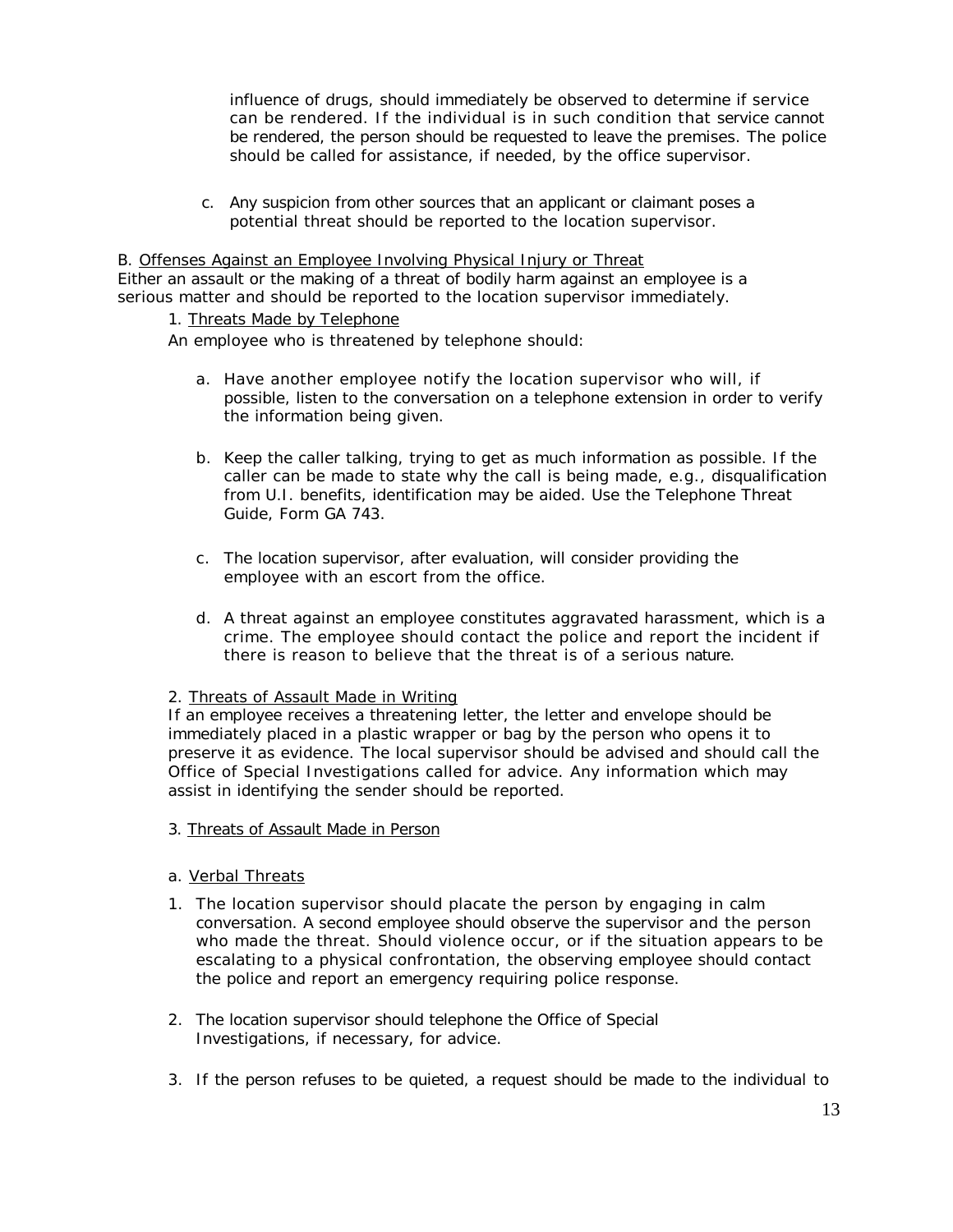influence of drugs, should immediately be observed to determine if service can be rendered. If the individual is in such condition that service cannot be rendered, the person should be requested to leave the premises. The police should be called for assistance, if needed, by the office supervisor.

c. Any suspicion from other sources that an applicant or claimant poses a potential threat should be reported to the location supervisor.

B. Offenses Against an Employee Involving Physical Injury or Threat

Either an assault or the making of a threat of bodily harm against an employee is a serious matter and should be reported to the location supervisor immediately.

1. Threats Made by Telephone

An employee who is threatened by telephone should:

a. Have another employee notify the location supervisor who will, if possible, listen to the conversation on a telephone extension in order to verify the information being given.

b. Keep the caller talking, trying to get as much information as possible. If the caller can be made to state why the call is being made, e.g., disqualification from U.I. benefits, identification may be aided. Use the Telephone Threat Guide, Form GA 743.

c. The location supervisor, after evaluation, will consider providing the employee with an escort from the office.

d. A threat against an employee constitutes aggravated harassment, which is a crime. The employee should contact the police and report the incident if there is reason to believe that the threat is of a serious nature.

2. Threats of Assault Made in Writing

If an employee receives a threatening letter, the letter and envelope should be immediately placed in a plastic wrapper or bag by the person who opens it to preserve it as evidence. The local supervisor should be advised and should call the Office of Special Investigations called for advice. Any information which may assist in identifying the sender should be reported.

3. Threats of Assault Made in Person

a. Verbal Threats

1. The location supervisor should placate the person by engaging in calm conversation. A second employee should observe the supervisor and the person who made the threat. Should violence occur, or if the situation appears to be escalating to a physical confrontation, the observing employee should contact the police and report an emergency requiring police response.

2. The location supervisor should telephone the Office of Special Investigations, if necessary, for advice.

3. If the person refuses to be quieted, a request should be made to the individual to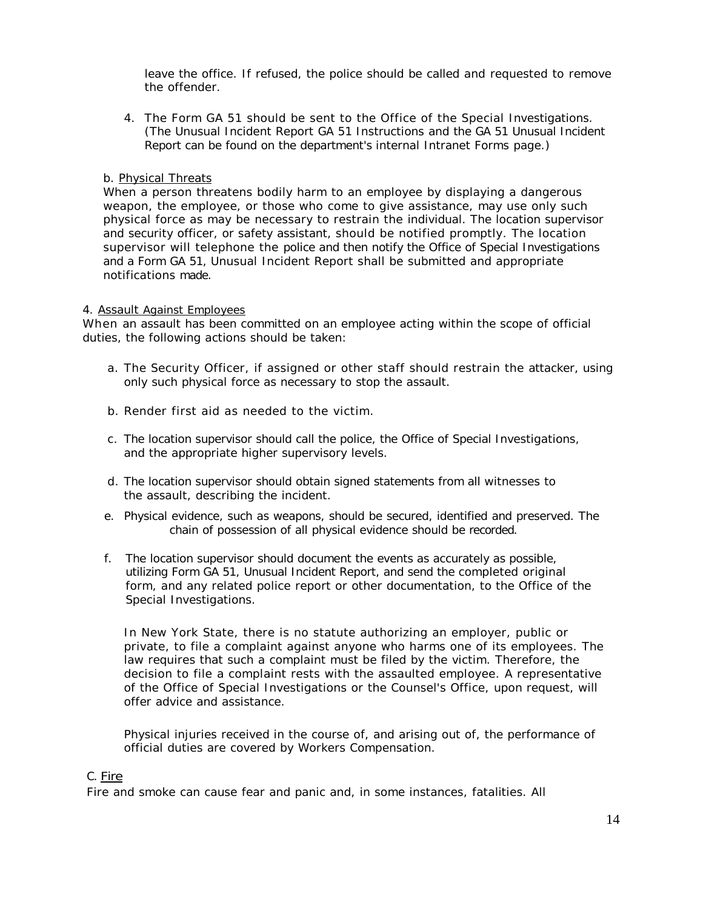leave the office. If refused, the police should be called and requested to remove the offender.

4. The Form GA 51 should be sent to the Office of the Special Investigations. (The Unusual Incident Report GA 51 Instructions and the GA 51 Unusual Incident Report can be found on the department's internal Intranet Forms page.)

b. Physical Threats

When a person threatens bodily harm to an employee by displaying a dangerous weapon, the employee, or those who come to give assistance, may use only such physical force as may be necessary to restrain the individual. The location supervisor and security officer, or safety assistant, should be notified promptly. The location supervisor will telephone the police and then notify the Office of Special Investigations and a Form GA 51, Unusual Incident Report shall be submitted and appropriate notifications made.

4. Assault Against Employees

When an assault has been committed on an employee acting within the scope of official duties, the following actions should be taken:

a. The Security Officer, if assigned or other staff should restrain the attacker, using only such physical force as necessary to stop the assault.

b. Render first aid as needed to the victim.

c. The location supervisor should call the police, the Office of Special Investigations, and the appropriate higher supervisory levels.

d. The location supervisor should obtain signed statements from all witnesses to the assault, describing the incident.

e. Physical evidence, such as weapons, should be secured, identified and preserved. The chain of possession of all physical evidence should be recorded.

f. The location supervisor should document the events as accurately as possible, utilizing Form GA 51, Unusual Incident Report, and send the completed original form, and any related police report or other documentation, to the Office of the Special Investigations.

In New York State, there is no statute authorizing an employer, public or private, to file a complaint against anyone who harms one of its employees. The law requires that such a complaint must be filed by the victim. Therefore, the decision to file a complaint rests with the assaulted employee. A representative of the Office of Special Investigations or the Counsel's Office, upon request, will offer advice and assistance.

Physical injuries received in the course of, and arising out of, the performance of official duties are covered by Workers Compensation.

C. Fire

Fire and smoke can cause fear and panic and, in some instances, fatalities. All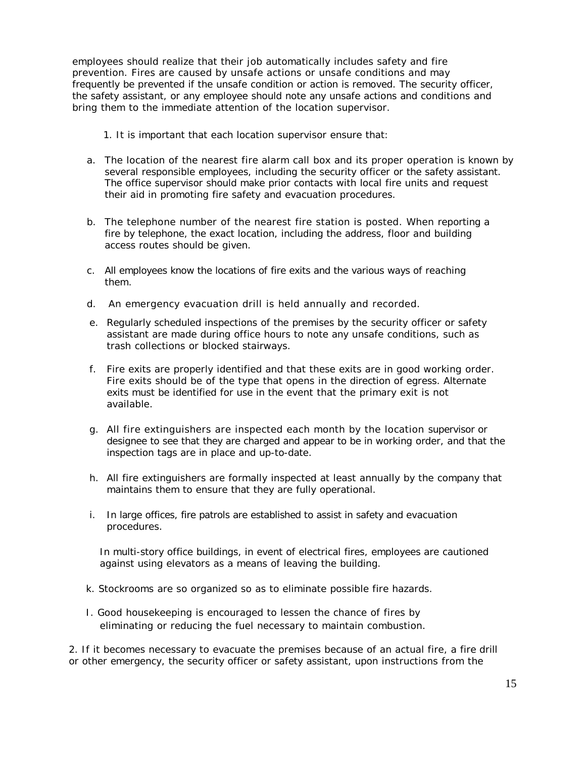employees should realize that their job automatically includes safety and fire prevention. Fires are caused by unsafe actions or unsafe conditions and may frequently be prevented if the unsafe condition or action is removed. The security officer, the safety assistant, or any employee should note any unsafe actions and conditions and bring them to the immediate attention of the location supervisor.

1. It is important that each location supervisor ensure that:

   a. The location of the nearest fire alarm call box and its proper operation is known by several responsible employees, including the security officer or the safety assistant. The office supervisor should make prior contacts with local fire units and request their aid in promoting fire safety and evacuation procedures.

   b. The telephone number of the nearest fire station is posted. When reporting a fire by telephone, the exact location, including the address, floor and building access routes should be given.

   c. All employees know the locations of fire exits and the various ways of reaching them.

   d. An emergency evacuation drill is held annually and recorded.

   e. Regularly scheduled inspections of the premises by the security officer or safety assistant are made during office hours to note any unsafe conditions, such as trash collections or blocked stairways.

   f. Fire exits are properly identified and that these exits are in good working order. Fire exits should be of the type that opens in the direction of egress. Alternate exits must be identified for use in the event that the primary exit is not available.

   g. All fire extinguishers are inspected each month by the location supervisor or designee to see that they are charged and appear to be in working order, and that the inspection tags are in place and up-to-date.

   h. All fire extinguishers are formally inspected at least annually by the company that maintains them to ensure that they are fully operational.

   i. In large offices, fire patrols are established to assist in safety and evacuation procedures.

   In multi-story office buildings, in event of electrical fires, employees are cautioned against using elevators as a means of leaving the building.

   k. Stockrooms are so organized so as to eliminate possible fire hazards.

   l. Good housekeeping is encouraged to lessen the chance of fires by eliminating or reducing the fuel necessary to maintain combustion.

2. If it becomes necessary to evacuate the premises because of an actual fire, a fire drill or other emergency, the security officer or safety assistant, upon instructions from the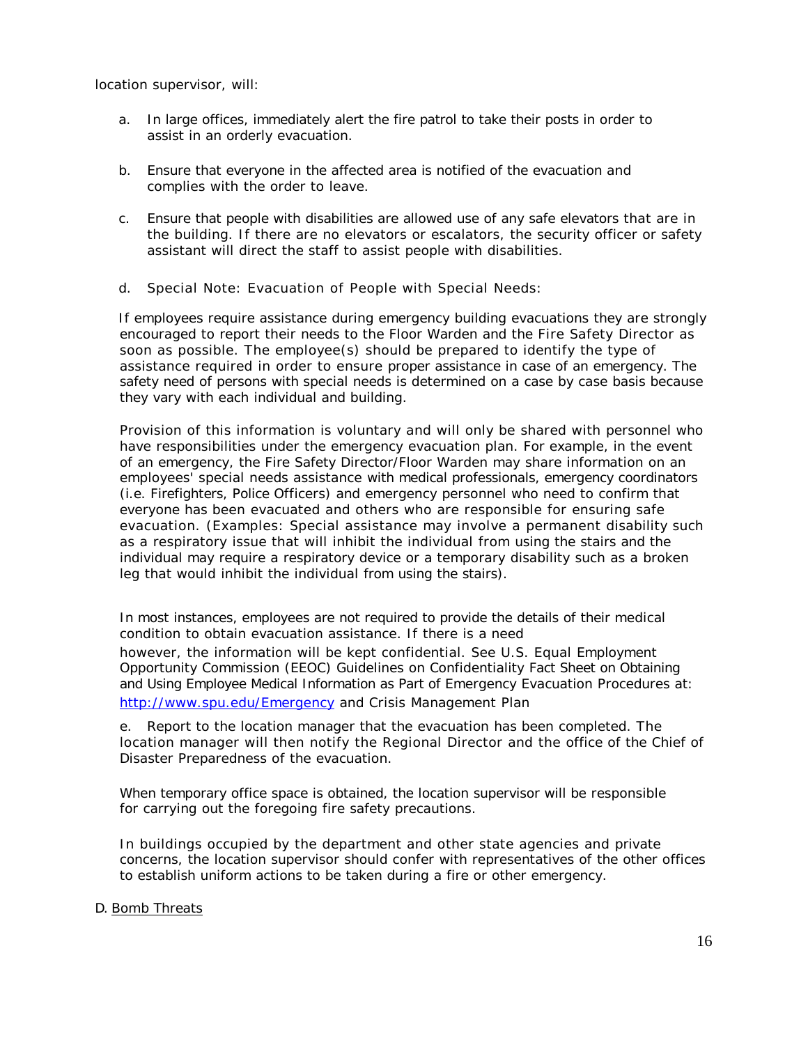location supervisor, will:

a. In large offices, immediately alert the fire patrol to take their posts in order to assist in an orderly evacuation.

b. Ensure that everyone in the affected area is notified of the evacuation and complies with the order to leave.

c. Ensure that people with disabilities are allowed use of any safe elevators that are in the building. If there are no elevators or escalators, the security officer or safety assistant will direct the staff to assist people with disabilities.

d. Special Note: Evacuation of People with Special Needs:

If employees require assistance during emergency building evacuations they are strongly encouraged to report their needs to the Floor Warden and the Fire Safety Director as soon as possible. The employee(s) should be prepared to identify the type of assistance required in order to ensure proper assistance in case of an emergency. The safety need of persons with special needs is determined on a case by case basis because they vary with each individual and building.

Provision of this information is voluntary and will only be shared with personnel who have responsibilities under the emergency evacuation plan. For example, in the event of an emergency, the Fire Safety Director/Floor Warden may share information on an employees' special needs assistance with medical professionals, emergency coordinators (i.e. Firefighters, Police Officers) and emergency personnel who need to confirm that everyone has been evacuated and others who are responsible for ensuring safe evacuation. (Examples: Special assistance may involve a permanent disability such as a respiratory issue that will inhibit the individual from using the stairs and the individual may require a respiratory device or a temporary disability such as a broken leg that would inhibit the individual from using the stairs).

In most instances, employees are not required to provide the details of their medical condition to obtain evacuation assistance. If there is a need however, the information will be kept confidential. See U.S. Equal Employment Opportunity Commission (EEOC) Guidelines on Confidentiality Fact Sheet on Obtaining and Using Employee Medical Information as Part of Emergency Evacuation Procedures at: [http://www.spu.edu/Emergency](http://www.spu.edu/Emergency) and Crisis Management Plan

e. Report to the location manager that the evacuation has been completed. The location manager will then notify the Regional Director and the office of the Chief of Disaster Preparedness of the evacuation.

When temporary office space is obtained, the location supervisor will be responsible for carrying out the foregoing fire safety precautions.

In buildings occupied by the department and other state agencies and private concerns, the location supervisor should confer with representatives of the other offices to establish uniform actions to be taken during a fire or other emergency.

D. <u>Bomb Threats</u>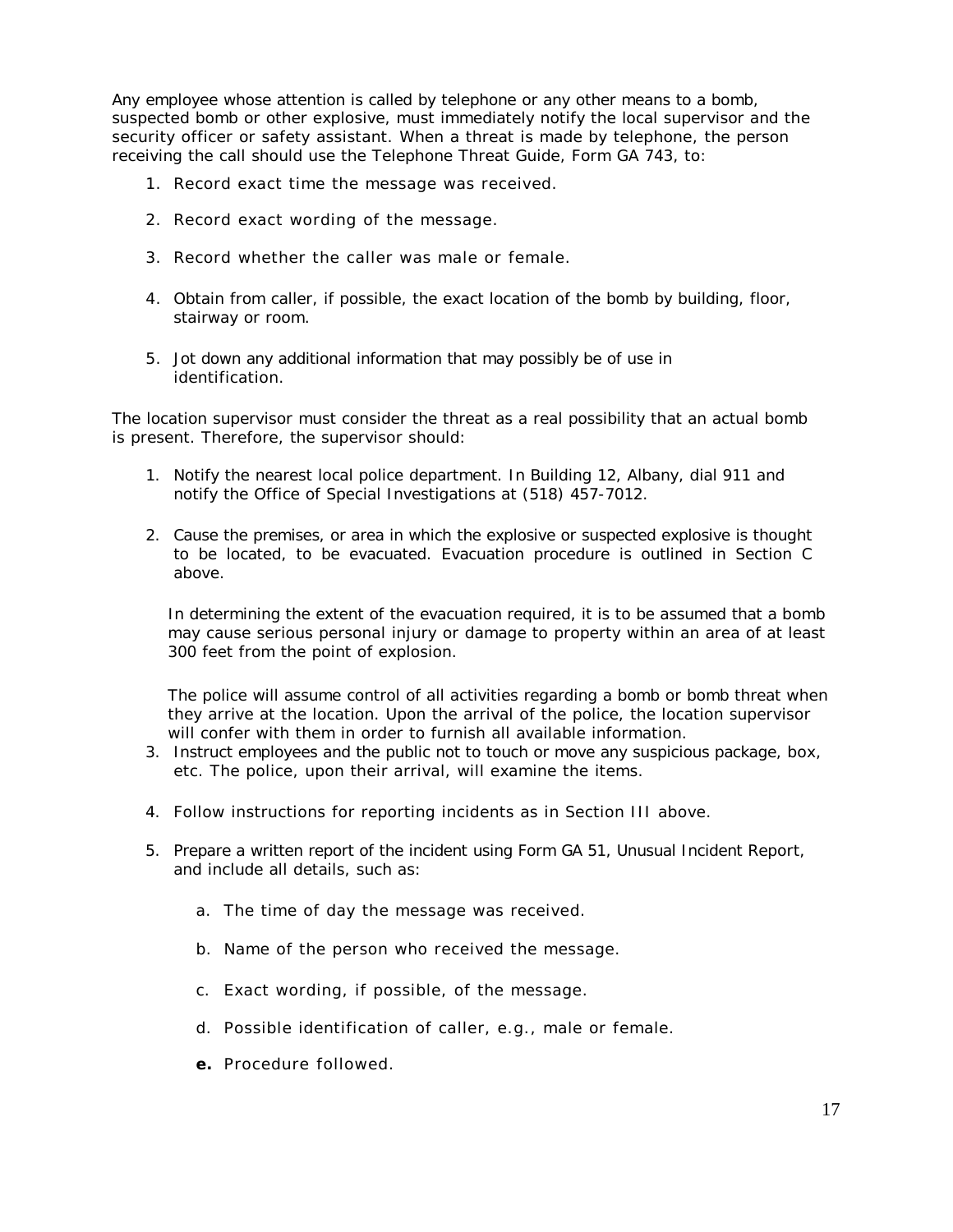Any employee whose attention is called by telephone or any other means to a bomb, suspected bomb or other explosive, must immediately notify the local supervisor and the security officer or safety assistant. When a threat is made by telephone, the person receiving the call should use the Telephone Threat Guide, Form GA 743, to:

1. Record exact time the message was received.

2. Record exact wording of the message.

3. Record whether the caller was male or female.

4. Obtain from caller, if possible, the exact location of the bomb by building, floor, stairway or room.

5. Jot down any additional information that may possibly be of use in identification.

The location supervisor must consider the threat as a real possibility that an actual bomb is present. Therefore, the supervisor should:

1. Notify the nearest local police department. In Building 12, Albany, dial 911 and notify the Office of Special Investigations at (518) 457-7012.

2. Cause the premises, or area in which the explosive or suspected explosive is thought to be located, to be evacuated. Evacuation procedure is outlined in Section C above.

   In determining the extent of the evacuation required, it is to be assumed that a bomb may cause serious personal injury or damage to property within an area of at least 300 feet from the point of explosion.

   The police will assume control of all activities regarding a bomb or bomb threat when they arrive at the location. Upon the arrival of the police, the location supervisor will confer with them in order to furnish all available information.

3. Instruct employees and the public not to touch or move any suspicious package, box, etc. The police, upon their arrival, will examine the items.

4. Follow instructions for reporting incidents as in Section III above.

5. Prepare a written report of the incident using Form GA 51, Unusual Incident Report, and include all details, such as:

   a. The time of day the message was received.

   b. Name of the person who received the message.

   c. Exact wording, if possible, of the message.

   d. Possible identification of caller, e.g., male or female.

   **e.** Procedure followed.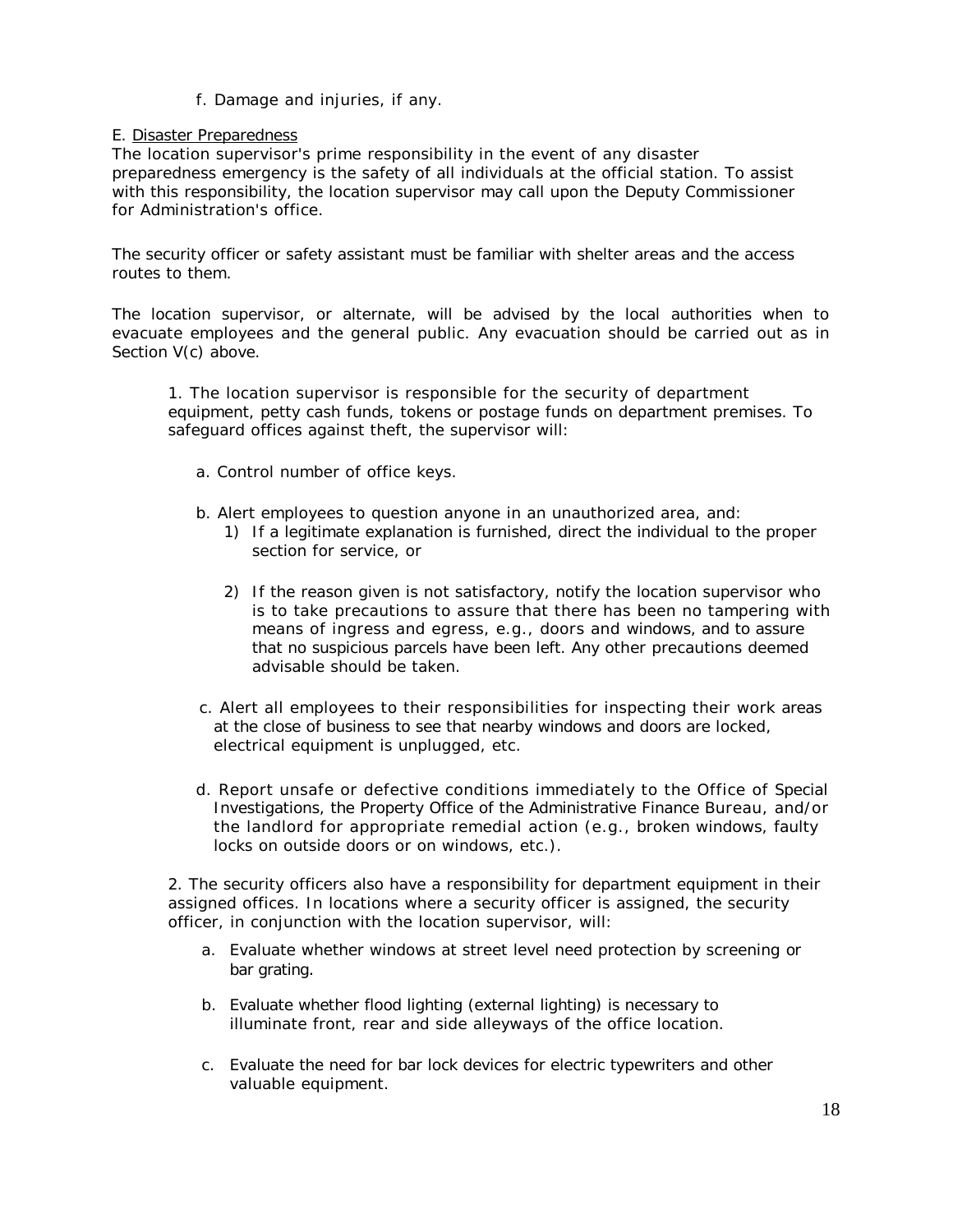f. Damage and injuries, if any.

E. <u>Disaster Preparedness</u>

The location supervisor's prime responsibility in the event of any disaster preparedness emergency is the safety of all individuals at the official station. To assist with this responsibility, the location supervisor may call upon the Deputy Commissioner for Administration's office.

The security officer or safety assistant must be familiar with shelter areas and the access routes to them.

The location supervisor, or alternate, will be advised by the local authorities when to evacuate employees and the general public. Any evacuation should be carried out as in Section V(c) above.

1. The location supervisor is responsible for the security of department equipment, petty cash funds, tokens or postage funds on department premises. To safeguard offices against theft, the supervisor will:

   a. Control number of office keys.

   b. Alert employees to question anyone in an unauthorized area, and:
      1) If a legitimate explanation is furnished, direct the individual to the proper section for service, or

      2) If the reason given is not satisfactory, notify the location supervisor who is to take precautions to assure that there has been no tampering with means of ingress and egress, e.g., doors and windows, and to assure that no suspicious parcels have been left. Any other precautions deemed advisable should be taken.

   c. Alert all employees to their responsibilities for inspecting their work areas at the close of business to see that nearby windows and doors are locked, electrical equipment is unplugged, etc.

   d. Report unsafe or defective conditions immediately to the Office of Special Investigations, the Property Office of the Administrative Finance Bureau, and/or the landlord for appropriate remedial action (e.g., broken windows, faulty locks on outside doors or on windows, etc.).

2. The security officers also have a responsibility for department equipment in their assigned offices. In locations where a security officer is assigned, the security officer, in conjunction with the location supervisor, will:

   a. Evaluate whether windows at street level need protection by screening or bar grating.

   b. Evaluate whether flood lighting (external lighting) is necessary to illuminate front, rear and side alleyways of the office location.

   c. Evaluate the need for bar lock devices for electric typewriters and other valuable equipment.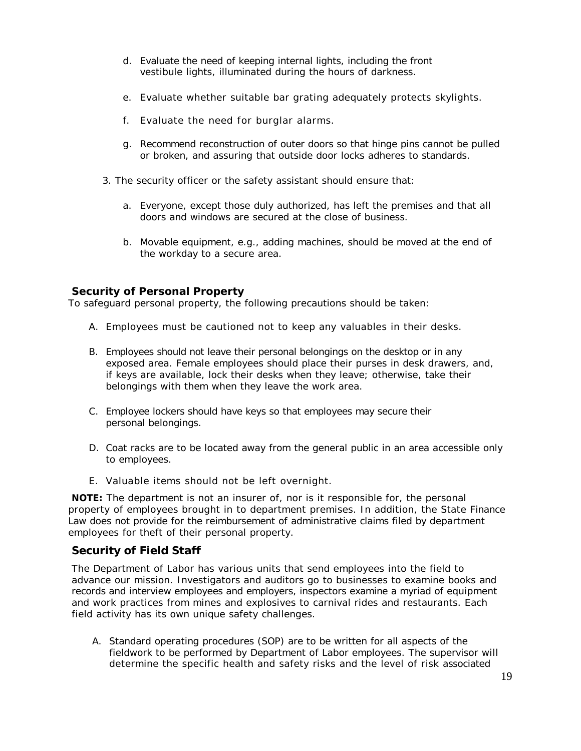d. Evaluate the need of keeping internal lights, including the front vestibule lights, illuminated during the hours of darkness.

e. Evaluate whether suitable bar grating adequately protects skylights.

f. Evaluate the need for burglar alarms.

g. Recommend reconstruction of outer doors so that hinge pins cannot be pulled or broken, and assuring that outside door locks adheres to standards.

3. The security officer or the safety assistant should ensure that:

   a. Everyone, except those duly authorized, has left the premises and that all doors and windows are secured at the close of business.

   b. Movable equipment, e.g., adding machines, should be moved at the end of the workday to a secure area.

## Security of Personal Property

To safeguard personal property, the following precautions should be taken:

A. Employees must be cautioned not to keep any valuables in their desks.

B. Employees should not leave their personal belongings on the desktop or in any exposed area. Female employees should place their purses in desk drawers, and, if keys are available, lock their desks when they leave; otherwise, take their belongings with them when they leave the work area.

C. Employee lockers should have keys so that employees may secure their personal belongings.

D. Coat racks are to be located away from the general public in an area accessible only to employees.

E. Valuable items should not be left overnight.

**NOTE:** The department is not an insurer of, nor is it responsible for, the personal property of employees brought in to department premises. In addition, the State Finance Law does not provide for the reimbursement of administrative claims filed by department employees for theft of their personal property.

## Security of Field Staff

The Department of Labor has various units that send employees into the field to advance our mission. Investigators and auditors go to businesses to examine books and records and interview employees and employers, inspectors examine a myriad of equipment and work practices from mines and explosives to carnival rides and restaurants. Each field activity has its own unique safety challenges.

A. Standard operating procedures (SOP) are to be written for all aspects of the fieldwork to be performed by Department of Labor employees. The supervisor will determine the specific health and safety risks and the level of risk associated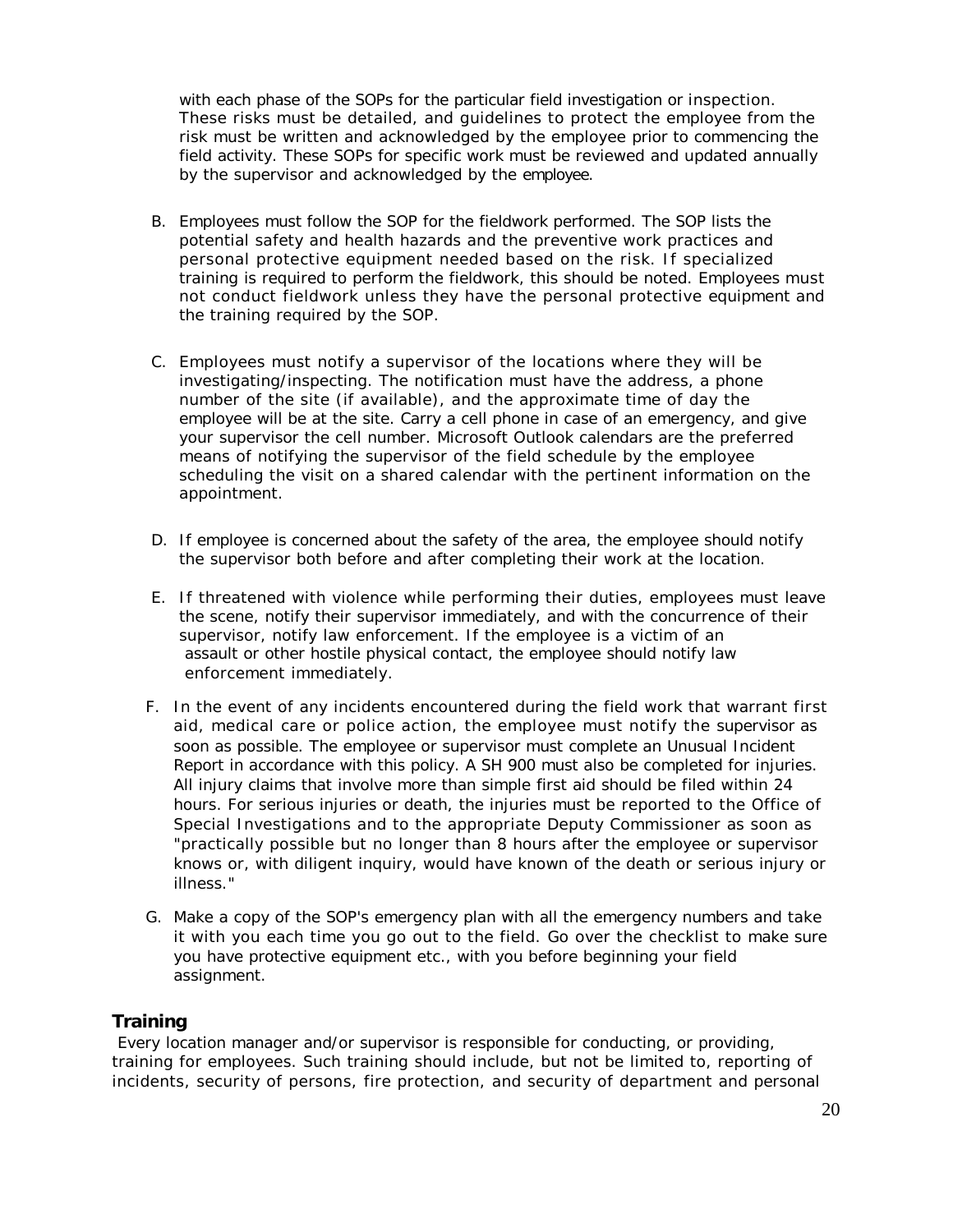with each phase of the SOPs for the particular field investigation or inspection. These risks must be detailed, and guidelines to protect the employee from the risk must be written and acknowledged by the employee prior to commencing the field activity. These SOPs for specific work must be reviewed and updated annually by the supervisor and acknowledged by the employee.

B. Employees must follow the SOP for the fieldwork performed. The SOP lists the potential safety and health hazards and the preventive work practices and personal protective equipment needed based on the risk. If specialized training is required to perform the fieldwork, this should be noted. Employees must not conduct fieldwork unless they have the personal protective equipment and the training required by the SOP.

C. Employees must notify a supervisor of the locations where they will be investigating/inspecting. The notification must have the address, a phone number of the site (if available), and the approximate time of day the employee will be at the site. Carry a cell phone in case of an emergency, and give your supervisor the cell number. Microsoft Outlook calendars are the preferred means of notifying the supervisor of the field schedule by the employee scheduling the visit on a shared calendar with the pertinent information on the appointment.

D. If employee is concerned about the safety of the area, the employee should notify the supervisor both before and after completing their work at the location.

E. If threatened with violence while performing their duties, employees must leave the scene, notify their supervisor immediately, and with the concurrence of their supervisor, notify law enforcement. If the employee is a victim of an assault or other hostile physical contact, the employee should notify law enforcement immediately.

F. In the event of any incidents encountered during the field work that warrant first aid, medical care or police action, the employee must notify the supervisor as soon as possible. The employee or supervisor must complete an Unusual Incident Report in accordance with this policy. A SH 900 must also be completed for injuries. All injury claims that involve more than simple first aid should be filed within 24 hours. For serious injuries or death, the injuries must be reported to the Office of Special Investigations and to the appropriate Deputy Commissioner as soon as "practically possible but no longer than 8 hours after the employee or supervisor knows or, with diligent inquiry, would have known of the death or serious injury or illness."

G. Make a copy of the SOP's emergency plan with all the emergency numbers and take it with you each time you go out to the field. Go over the checklist to make sure you have protective equipment etc., with you before beginning your field assignment.

## Training

Every location manager and/or supervisor is responsible for conducting, or providing, training for employees. Such training should include, but not be limited to, reporting of incidents, security of persons, fire protection, and security of department and personal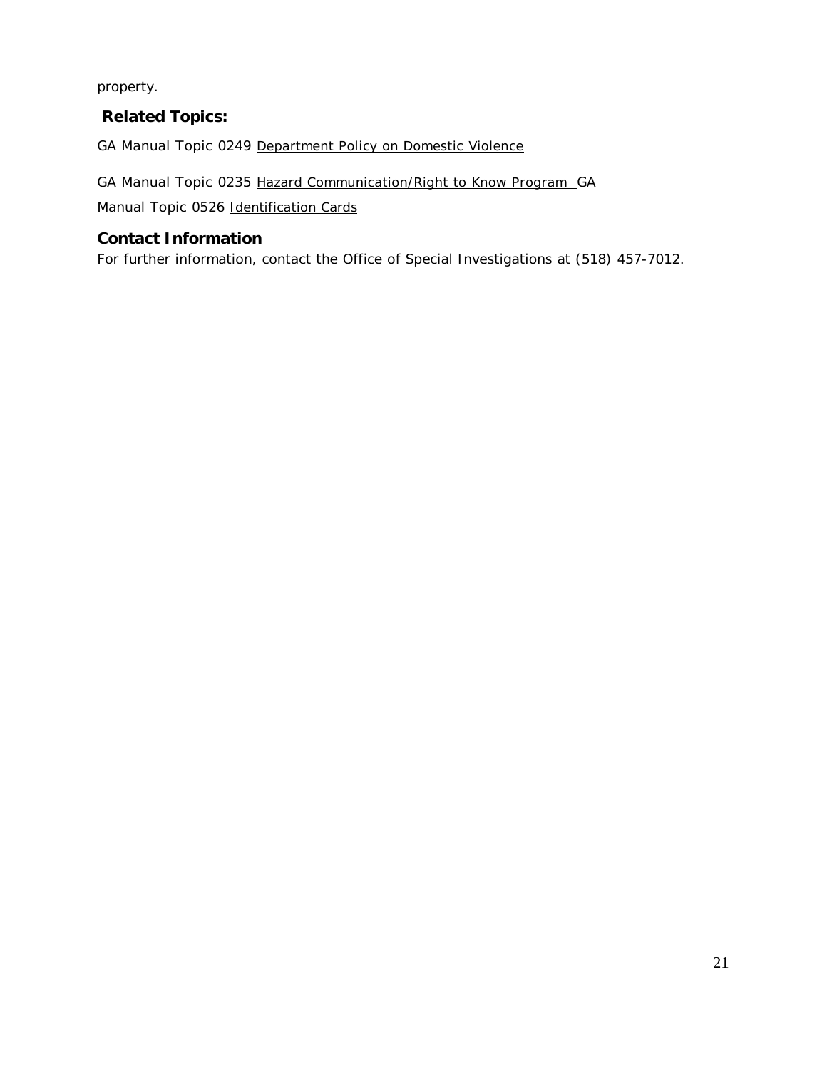property.

## Related Topics:

GA Manual Topic 0249 Department Policy on Domestic Violence

GA Manual Topic 0235 Hazard Communication/Right to Know Program GA Manual Topic 0526 Identification Cards

## Contact Information

For further information, contact the Office of Special Investigations at (518) 457-7012.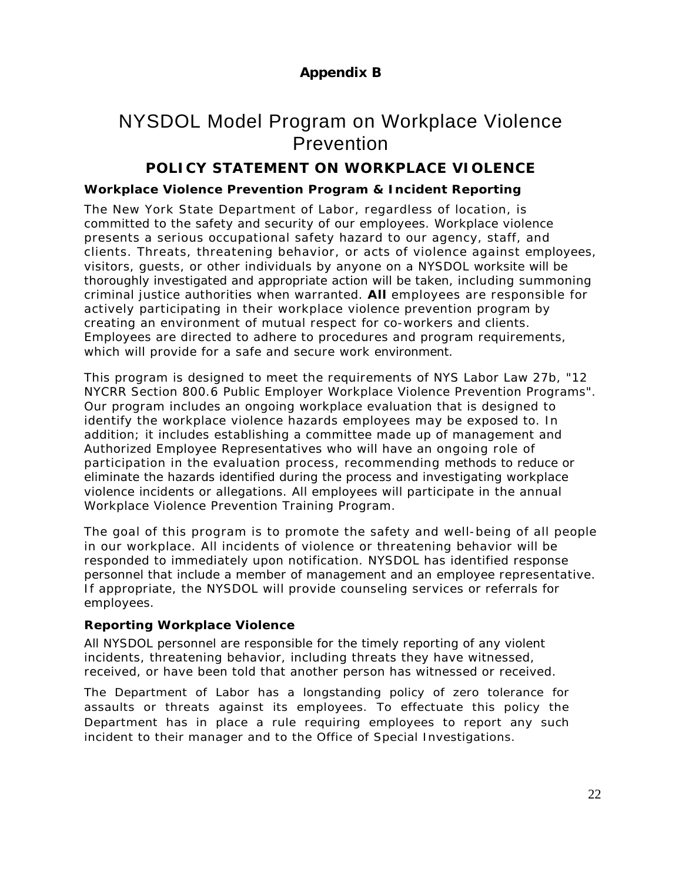**Appendix B**

# NYSDOL Model Program on Workplace Violence Prevention

## POLICY STATEMENT ON WORKPLACE VIOLENCE

### Workplace Violence Prevention Program & Incident Reporting

The New York State Department of Labor, regardless of location, is committed to the safety and security of our employees. Workplace violence presents a serious occupational safety hazard to our agency, staff, and clients. Threats, threatening behavior, or acts of violence against employees, visitors, guests, or other individuals by anyone on a NYSDOL worksite will be thoroughly investigated and appropriate action will be taken, including summoning criminal justice authorities when warranted. **All** employees are responsible for actively participating in their workplace violence prevention program by creating an environment of mutual respect for co-workers and clients. Employees are directed to adhere to procedures and program requirements, which will provide for a safe and secure work environment.

This program is designed to meet the requirements of NYS Labor Law 27b, "12 NYCRR Section 800.6 Public Employer Workplace Violence Prevention Programs". Our program includes an ongoing workplace evaluation that is designed to identify the workplace violence hazards employees may be exposed to. In addition; it includes establishing a committee made up of management and Authorized Employee Representatives who will have an ongoing role of participation in the evaluation process, recommending methods to reduce or eliminate the hazards identified during the process and investigating workplace violence incidents or allegations. All employees will participate in the annual Workplace Violence Prevention Training Program.

The goal of this program is to promote the safety and well-being of all people in our workplace. All incidents of violence or threatening behavior will be responded to immediately upon notification. NYSDOL has identified response personnel that include a member of management and an employee representative. If appropriate, the NYSDOL will provide counseling services or referrals for employees.

### Reporting Workplace Violence

All NYSDOL personnel are responsible for the timely reporting of any violent incidents, threatening behavior, including threats they have witnessed, received, or have been told that another person has witnessed or received.

The Department of Labor has a longstanding policy of zero tolerance for assaults or threats against its employees. To effectuate this policy the Department has in place a rule requiring employees to report any such incident to their manager and to the Office of Special Investigations.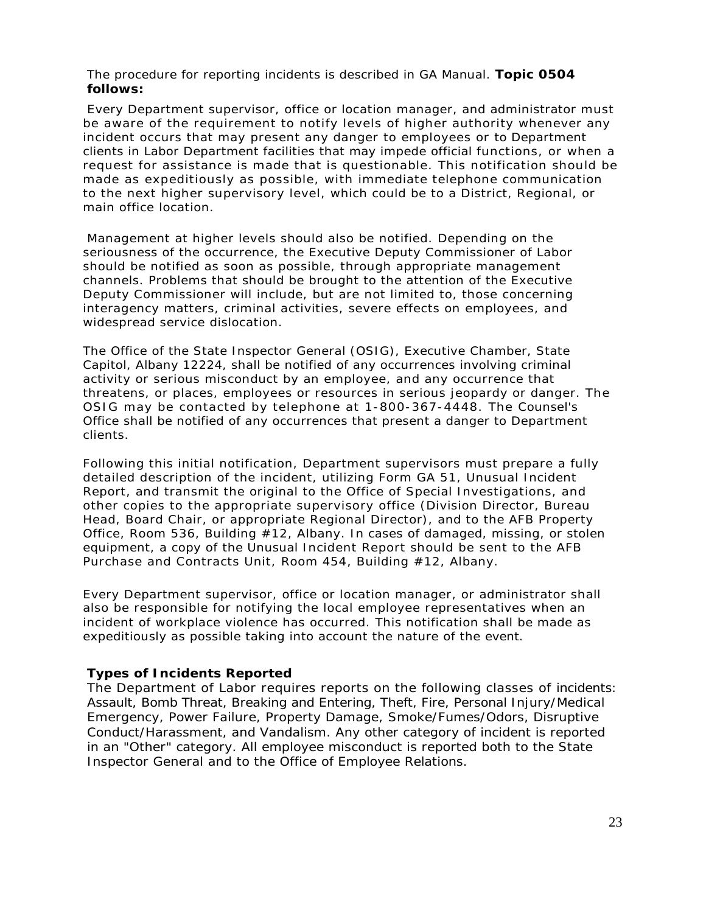The procedure for reporting incidents is described in GA Manual. **Topic 0504 follows:**

Every Department supervisor, office or location manager, and administrator must be aware of the requirement to notify levels of higher authority whenever any incident occurs that may present any danger to employees or to Department clients in Labor Department facilities that may impede official functions, or when a request for assistance is made that is questionable. This notification should be made as expeditiously as possible, with immediate telephone communication to the next higher supervisory level, which could be to a District, Regional, or main office location.

Management at higher levels should also be notified. Depending on the seriousness of the occurrence, the Executive Deputy Commissioner of Labor should be notified as soon as possible, through appropriate management channels. Problems that should be brought to the attention of the Executive Deputy Commissioner will include, but are not limited to, those concerning interagency matters, criminal activities, severe effects on employees, and widespread service dislocation.

The Office of the State Inspector General (OSIG), Executive Chamber, State Capitol, Albany 12224, shall be notified of any occurrences involving criminal activity or serious misconduct by an employee, and any occurrence that threatens, or places, employees or resources in serious jeopardy or danger. The OSIG may be contacted by telephone at 1-800-367-4448. The Counsel's Office shall be notified of any occurrences that present a danger to Department clients.

Following this initial notification, Department supervisors must prepare a fully detailed description of the incident, utilizing Form GA 51, Unusual Incident Report, and transmit the original to the Office of Special Investigations, and other copies to the appropriate supervisory office (Division Director, Bureau Head, Board Chair, or appropriate Regional Director), and to the AFB Property Office, Room 536, Building #12, Albany. In cases of damaged, missing, or stolen equipment, a copy of the Unusual Incident Report should be sent to the AFB Purchase and Contracts Unit, Room 454, Building #12, Albany.

Every Department supervisor, office or location manager, or administrator shall also be responsible for notifying the local employee representatives when an incident of workplace violence has occurred. This notification shall be made as expeditiously as possible taking into account the nature of the event.

**Types of Incidents Reported**

The Department of Labor requires reports on the following classes of incidents: Assault, Bomb Threat, Breaking and Entering, Theft, Fire, Personal Injury/Medical Emergency, Power Failure, Property Damage, Smoke/Fumes/Odors, Disruptive Conduct/Harassment, and Vandalism. Any other category of incident is reported in an "Other" category. All employee misconduct is reported both to the State Inspector General and to the Office of Employee Relations.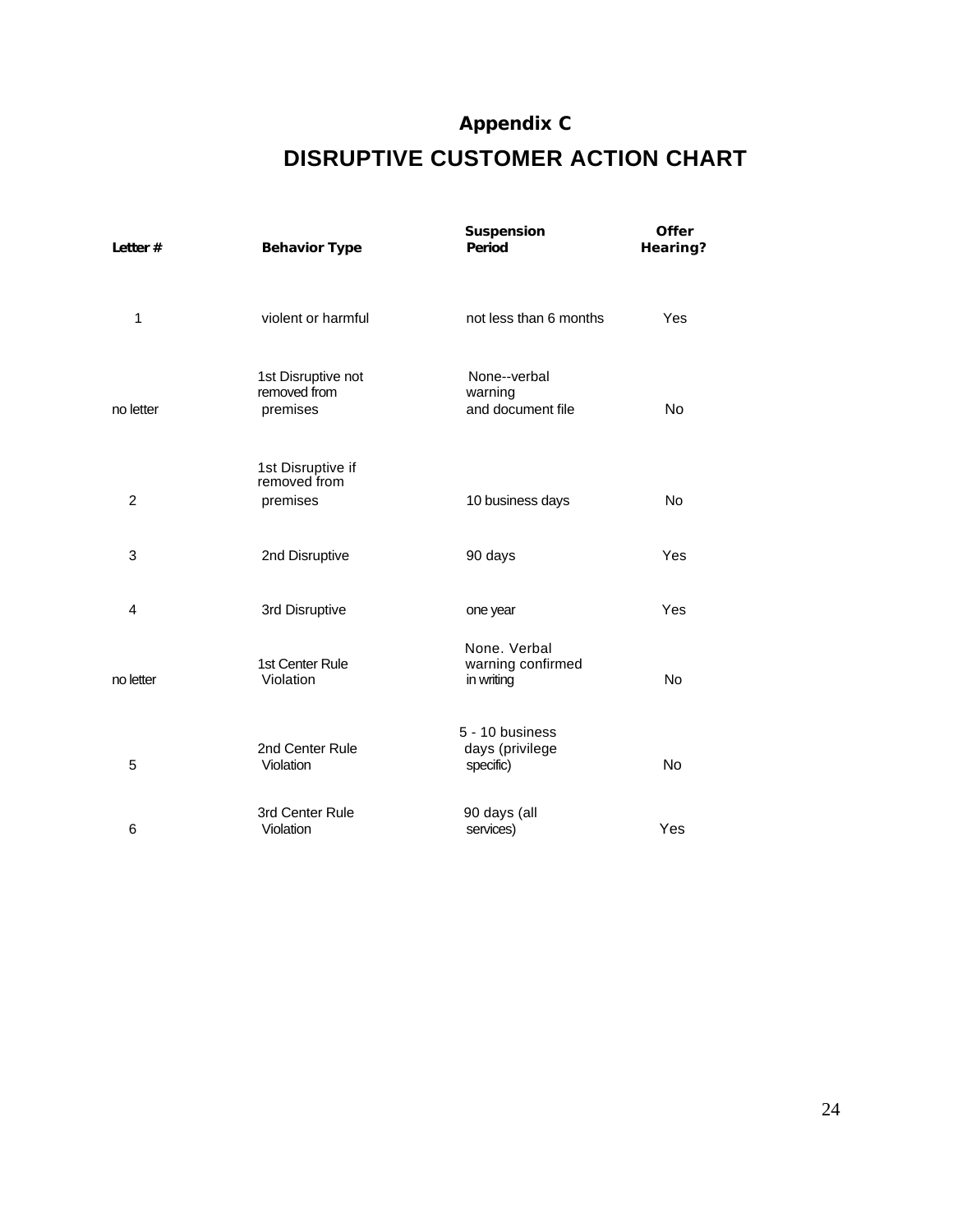## Appendix C

# DISRUPTIVE CUSTOMER ACTION CHART

| Letter # | Behavior Type | Suspension Period | Offer Hearing? |
|---|---|---|---|
| 1 | violent or harmful | not less than 6 months | Yes |
| no letter | 1st Disruptive not removed from premises | None--verbal warning and document file | No |
| 2 | 1st Disruptive if removed from premises | 10 business days | No |
| 3 | 2nd Disruptive | 90 days | Yes |
| 4 | 3rd Disruptive | one year | Yes |
| no letter | 1st Center Rule Violation | None. Verbal warning confirmed in writing | No |
| 5 | 2nd Center Rule Violation | 5 - 10 business days (privilege specific) | No |
| 6 | 3rd Center Rule Violation | 90 days (all services) | Yes |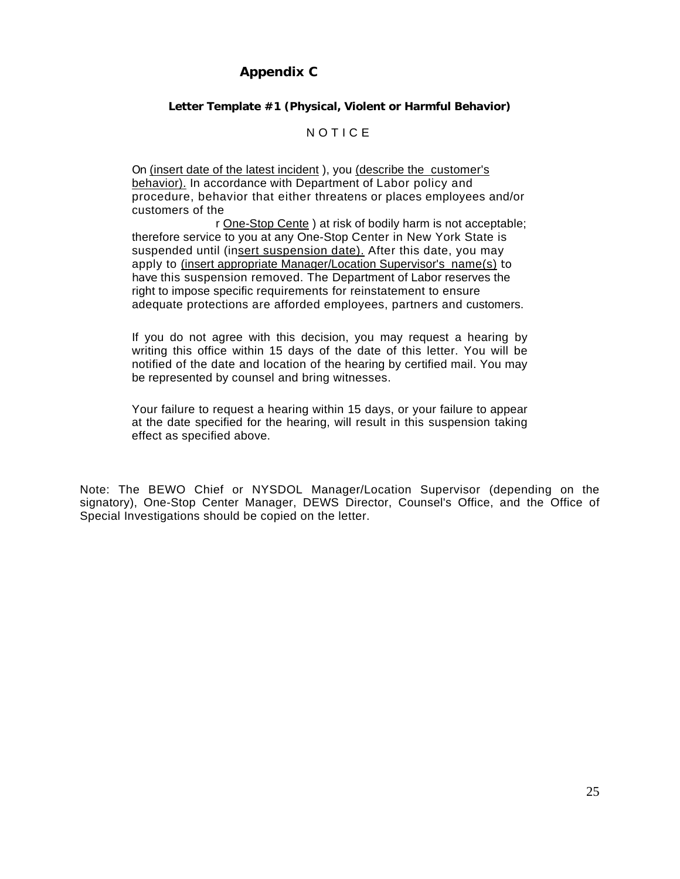# Appendix C

### Letter Template #1 (Physical, Violent or Harmful Behavior)

N O T I C E

On <u>(insert date of the latest incident</u> ), you <u>(describe the customer's behavior).</u> In accordance with Department of Labor policy and procedure, behavior that either threatens or places employees and/or customers of the r <u>One-Stop Cente</u> ) at risk of bodily harm is not acceptable; therefore service to you at any One-Stop Center in New York State is suspended until (in<u>sert suspension date).</u> After this date, you may apply to <u>(insert appropriate Manager/Location Supervisor's name(s)</u> to have this suspension removed. The Department of Labor reserves the right to impose specific requirements for reinstatement to ensure adequate protections are afforded employees, partners and customers.

If you do not agree with this decision, you may request a hearing by writing this office within 15 days of the date of this letter. You will be notified of the date and location of the hearing by certified mail. You may be represented by counsel and bring witnesses.

Your failure to request a hearing within 15 days, or your failure to appear at the date specified for the hearing, will result in this suspension taking effect as specified above.

Note: The BEWO Chief or NYSDOL Manager/Location Supervisor (depending on the signatory), One-Stop Center Manager, DEWS Director, Counsel's Office, and the Office of Special Investigations should be copied on the letter.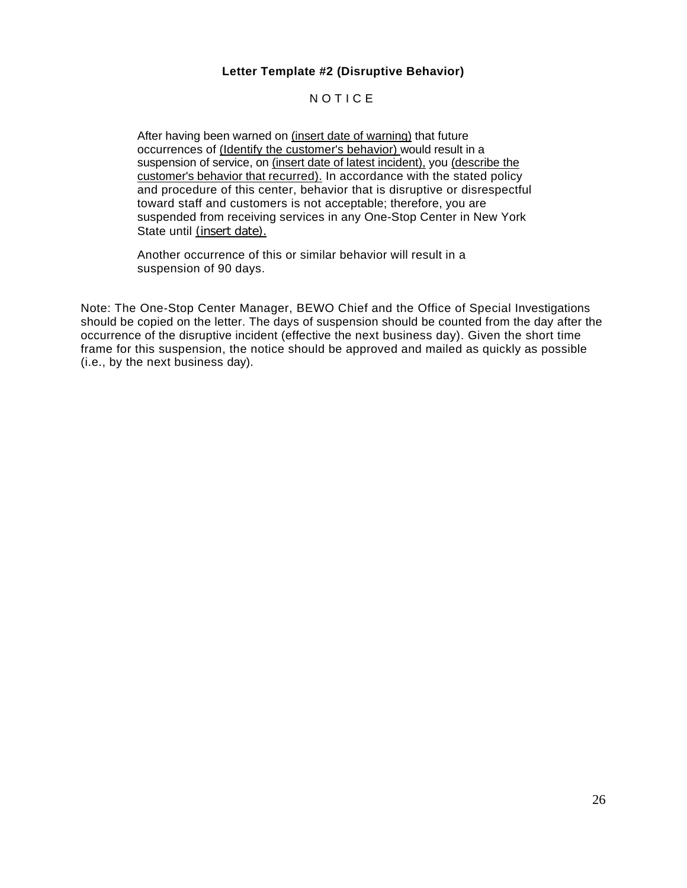**Letter Template #2 (Disruptive Behavior)**

N O T I C E

After having been warned on <u>(insert date of warning)</u> that future occurrences of <u>(Identify the customer's behavior)</u> would result in a suspension of service, on <u>(insert date of latest incident),</u> you <u>(describe the customer's behavior that recurred).</u> In accordance with the stated policy and procedure of this center, behavior that is disruptive or disrespectful toward staff and customers is not acceptable; therefore, you are suspended from receiving services in any One-Stop Center in New York State until <u>(insert date).</u>

Another occurrence of this or similar behavior will result in a suspension of 90 days.

Note: The One-Stop Center Manager, BEWO Chief and the Office of Special Investigations should be copied on the letter. The days of suspension should be counted from the day after the occurrence of the disruptive incident (effective the next business day). Given the short time frame for this suspension, the notice should be approved and mailed as quickly as possible (i.e., by the next business day).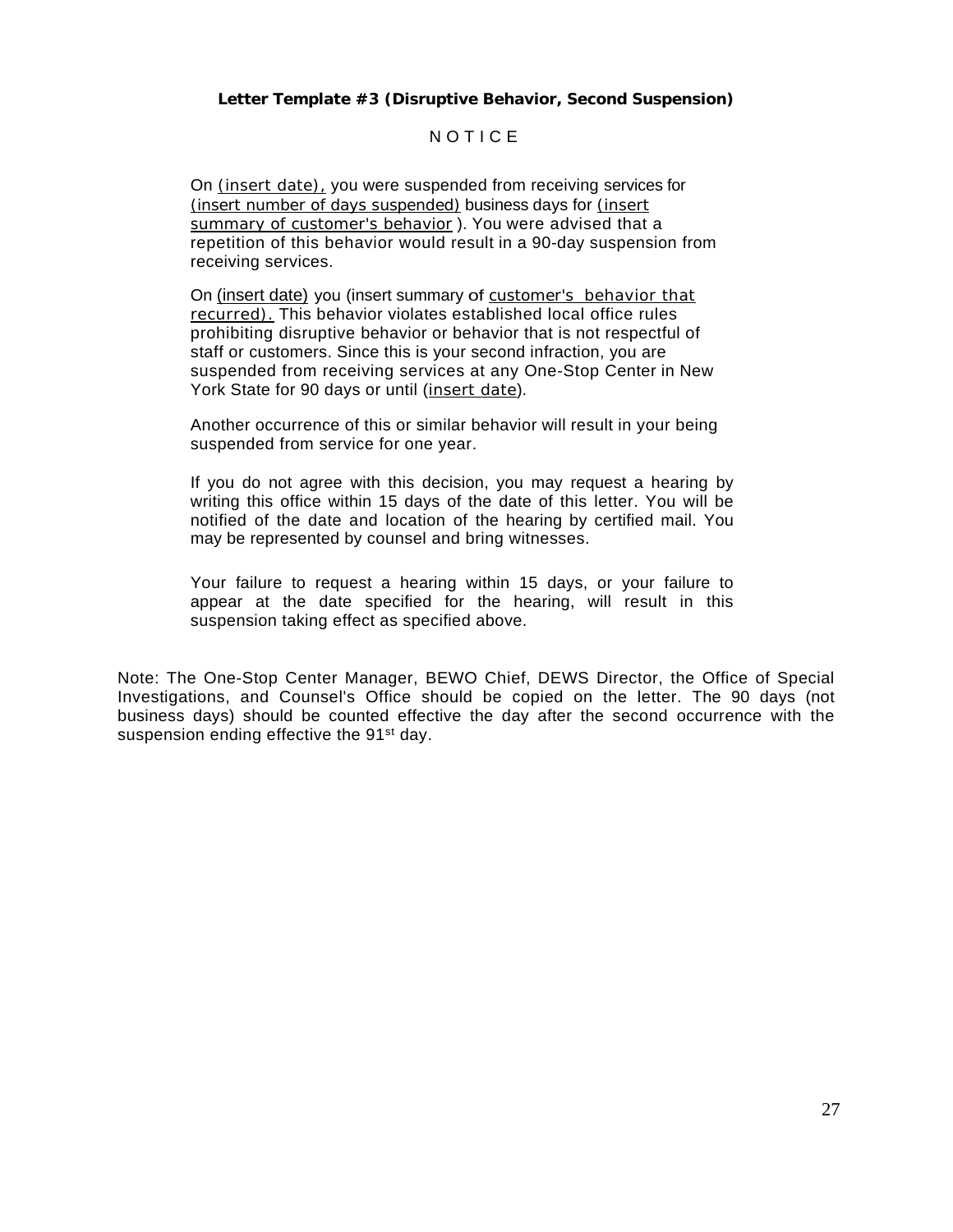**Letter Template #3 (Disruptive Behavior, Second Suspension)**

N O T I C E

On (insert date), you were suspended from receiving services for (insert number of days suspended) business days for (insert summary of customer's behavior ). You were advised that a repetition of this behavior would result in a 90-day suspension from receiving services.

On (insert date) you (insert summary of customer's behavior that recurred). This behavior violates established local office rules prohibiting disruptive behavior or behavior that is not respectful of staff or customers. Since this is your second infraction, you are suspended from receiving services at any One-Stop Center in New York State for 90 days or until (insert date).

Another occurrence of this or similar behavior will result in your being suspended from service for one year.

If you do not agree with this decision, you may request a hearing by writing this office within 15 days of the date of this letter. You will be notified of the date and location of the hearing by certified mail. You may be represented by counsel and bring witnesses.

Your failure to request a hearing within 15 days, or your failure to appear at the date specified for the hearing, will result in this suspension taking effect as specified above.

Note: The One-Stop Center Manager, BEWO Chief, DEWS Director, the Office of Special Investigations, and Counsel's Office should be copied on the letter. The 90 days (not business days) should be counted effective the day after the second occurrence with the suspension ending effective the 91st day.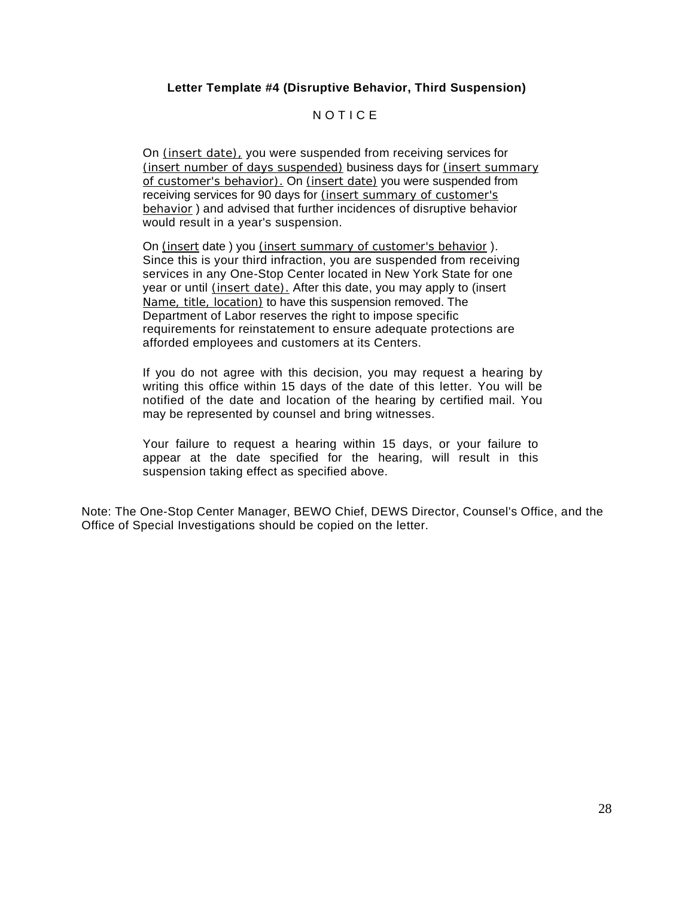**Letter Template #4 (Disruptive Behavior, Third Suspension)**

N O T I C E

On (insert date), you were suspended from receiving services for (insert number of days suspended) business days for (insert summary of customer's behavior). On (insert date) you were suspended from receiving services for 90 days for (insert summary of customer's behavior ) and advised that further incidences of disruptive behavior would result in a year's suspension.

On (insert date ) you (insert summary of customer's behavior ). Since this is your third infraction, you are suspended from receiving services in any One-Stop Center located in New York State for one year or until (insert date). After this date, you may apply to (insert Name, title, location) to have this suspension removed. The Department of Labor reserves the right to impose specific requirements for reinstatement to ensure adequate protections are afforded employees and customers at its Centers.

If you do not agree with this decision, you may request a hearing by writing this office within 15 days of the date of this letter. You will be notified of the date and location of the hearing by certified mail. You may be represented by counsel and bring witnesses.

Your failure to request a hearing within 15 days, or your failure to appear at the date specified for the hearing, will result in this suspension taking effect as specified above.

Note: The One-Stop Center Manager, BEWO Chief, DEWS Director, Counsel's Office, and the Office of Special Investigations should be copied on the letter.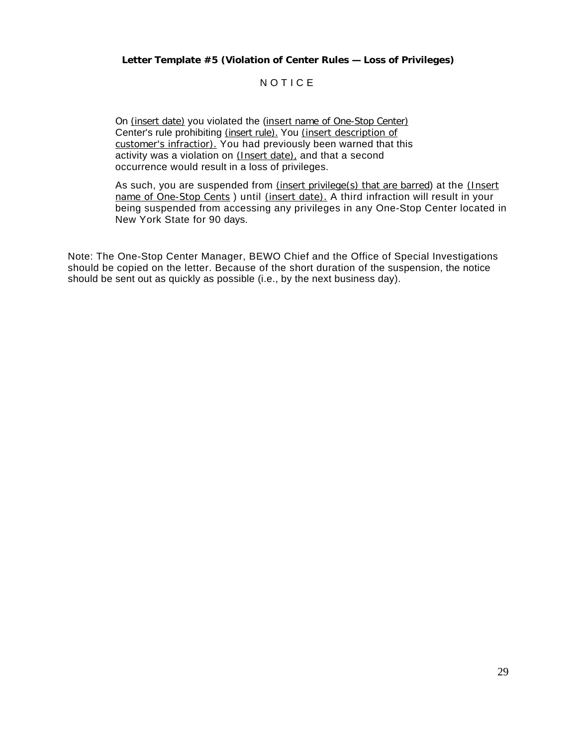**Letter Template #5 (Violation of Center Rules — Loss of Privileges)**

N O T I C E

On (insert date) you violated the (insert name of One-Stop Center) Center's rule prohibiting (insert rule). You (insert description of customer's infractior). You had previously been warned that this activity was a violation on (Insert date), and that a second occurrence would result in a loss of privileges.

As such, you are suspended from (insert privilege(s) that are barred) at the (Insert name of One-Stop Cents ) until (insert date). A third infraction will result in your being suspended from accessing any privileges in any One-Stop Center located in New York State for 90 days.

Note: The One-Stop Center Manager, BEWO Chief and the Office of Special Investigations should be copied on the letter. Because of the short duration of the suspension, the notice should be sent out as quickly as possible (i.e., by the next business day).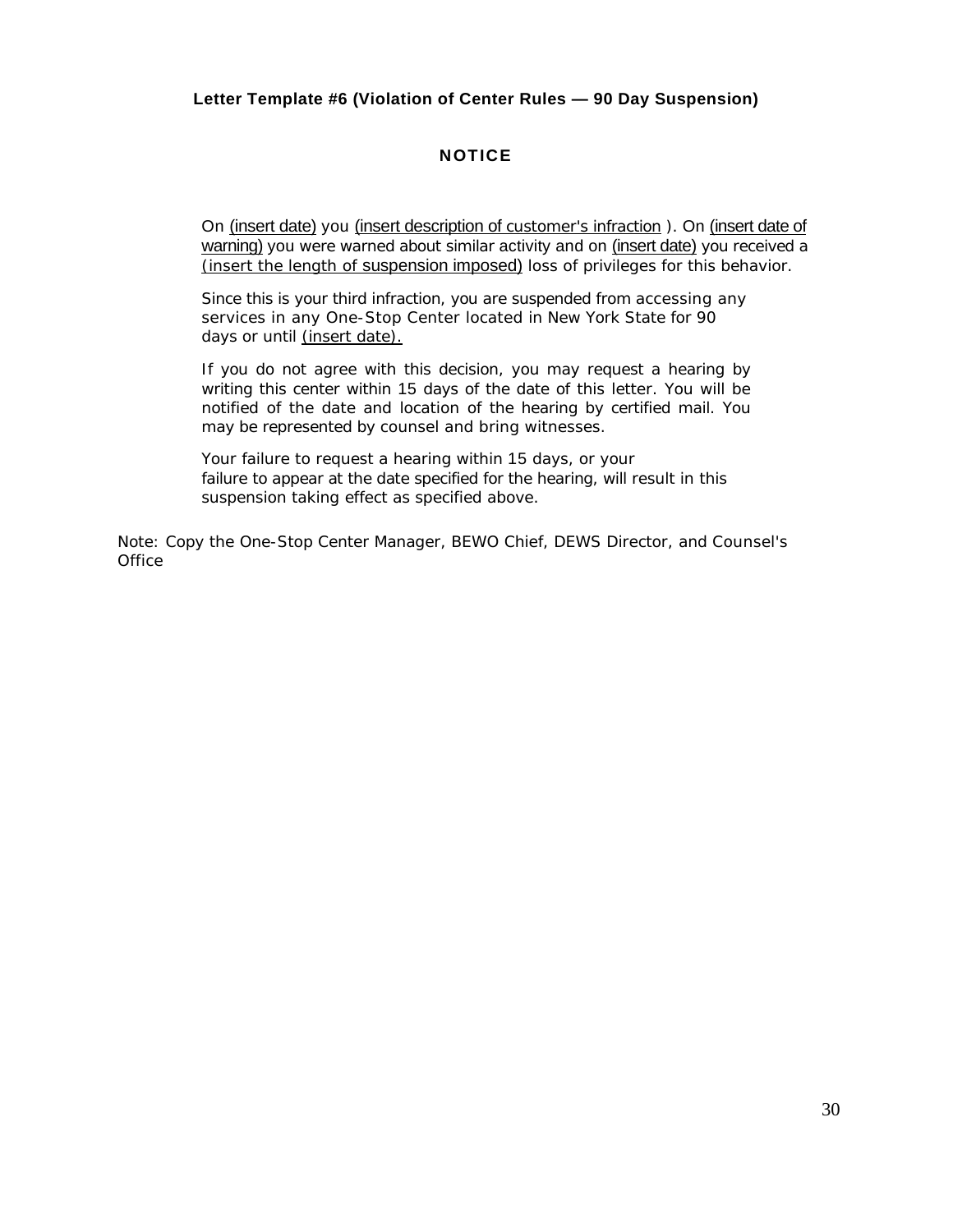**Letter Template #6 (Violation of Center Rules — 90 Day Suspension)**

**NOTICE**

On <u>(insert date)</u> you <u>(insert description of customer's infraction</u> ). On <u>(insert date of warning)</u> you were warned about similar activity and on <u>(insert date)</u> you received a <u>(insert the length of suspension imposed)</u> loss of privileges for this behavior.

Since this is your third infraction, you are suspended from accessing any services in any One-Stop Center located in New York State for 90 days or until <u>(insert date).</u>

If you do not agree with this decision, you may request a hearing by writing this center within 15 days of the date of this letter. You will be notified of the date and location of the hearing by certified mail. You may be represented by counsel and bring witnesses.

Your failure to request a hearing within 15 days, or your failure to appear at the date specified for the hearing, will result in this suspension taking effect as specified above.

Note: Copy the One-Stop Center Manager, BEWO Chief, DEWS Director, and Counsel's Office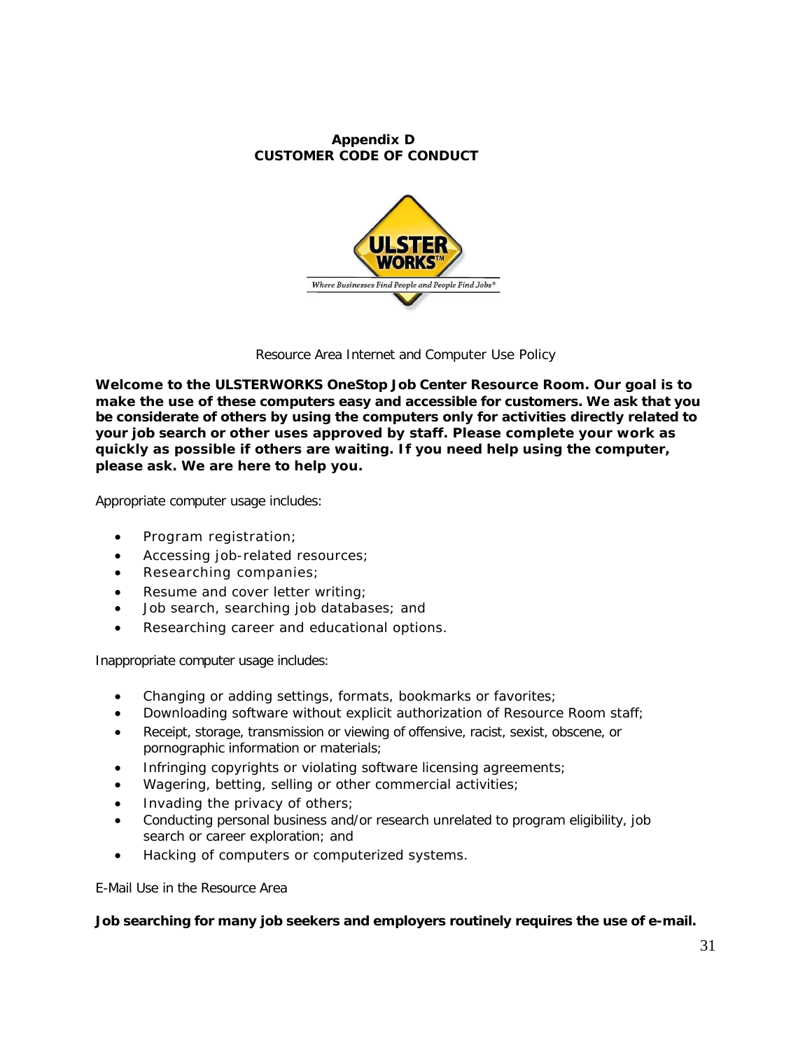# Appendix D
# CUSTOMER CODE OF CONDUCT

ULSTER WORKS™
Where Businesses Find People and People Find Jobs®

Resource Area Internet and Computer Use Policy

**Welcome to the ULSTERWORKS OneStop Job Center Resource Room. Our goal is to make the use of these computers easy and accessible for customers. We ask that you be considerate of others by using the computers only for activities directly related to your job search or other uses approved by staff. Please complete your work as quickly as possible if others are waiting. If you need help using the computer, please ask. We are here to help you.**

Appropriate computer usage includes:

- Program registration;
- Accessing job-related resources;
- Researching companies;
- Resume and cover letter writing;
- Job search, searching job databases; and
- Researching career and educational options.

Inappropriate computer usage includes:

- Changing or adding settings, formats, bookmarks or favorites;
- Downloading software without explicit authorization of Resource Room staff;
- Receipt, storage, transmission or viewing of offensive, racist, sexist, obscene, or pornographic information or materials;
- Infringing copyrights or violating software licensing agreements;
- Wagering, betting, selling or other commercial activities;
- Invading the privacy of others;
- Conducting personal business and/or research unrelated to program eligibility, job search or career exploration; and
- Hacking of computers or computerized systems.

E-Mail Use in the Resource Area

**Job searching for many job seekers and employers routinely requires the use of e-mail.**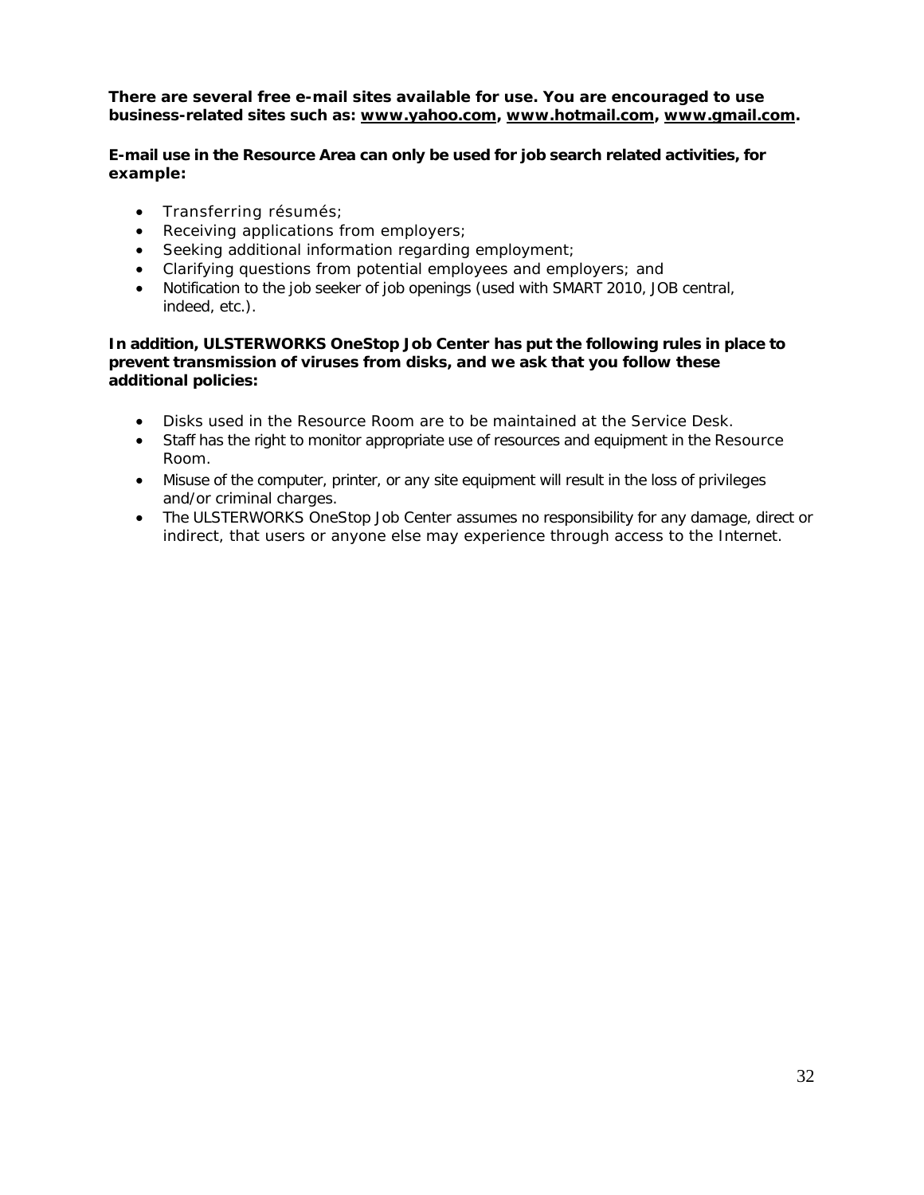**There are several free e-mail sites available for use. You are encouraged to use business-related sites such as: www.yahoo.com, www.hotmail.com, www.gmail.com.**

**E-mail use in the Resource Area can only be used for job search related activities, for example:**

- Transferring résumés;
- Receiving applications from employers;
- Seeking additional information regarding employment;
- Clarifying questions from potential employees and employers; and
- Notification to the job seeker of job openings (used with SMART 2010, JOB central, indeed, etc.).

**In addition, ULSTERWORKS OneStop Job Center has put the following rules in place to prevent transmission of viruses from disks, and we ask that you follow these additional policies:**

- Disks used in the Resource Room are to be maintained at the Service Desk.
- Staff has the right to monitor appropriate use of resources and equipment in the Resource Room.
- Misuse of the computer, printer, or any site equipment will result in the loss of privileges and/or criminal charges.
- The ULSTERWORKS OneStop Job Center assumes no responsibility for any damage, direct or indirect, that users or anyone else may experience through access to the Internet.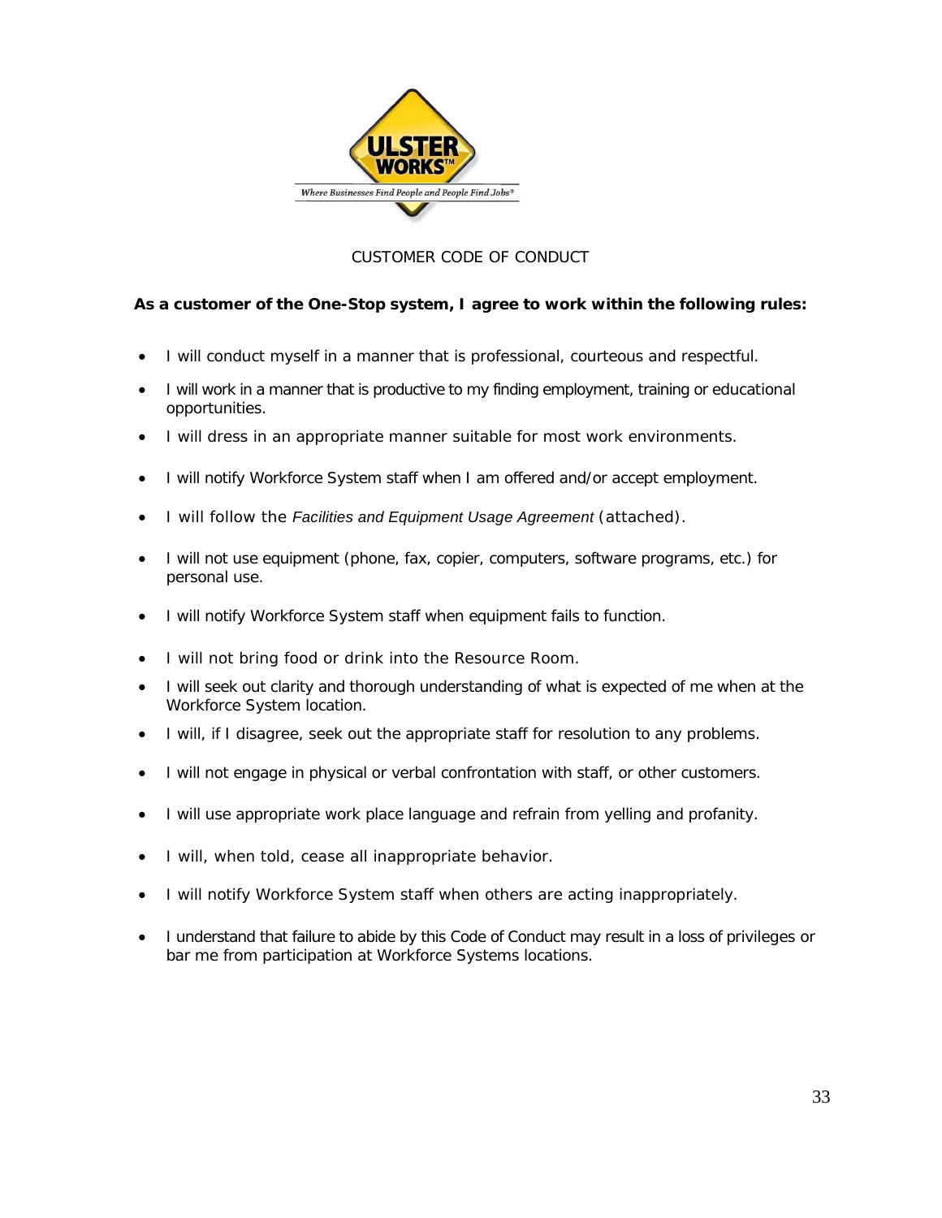ULSTER WORKS™

*Where Businesses Find People and People Find Jobs®*

CUSTOMER CODE OF CONDUCT

**As a customer of the One-Stop system, I agree to work within the following rules:**

- I will conduct myself in a manner that is professional, courteous and respectful.
- I will work in a manner that is productive to my finding employment, training or educational opportunities.
- I will dress in an appropriate manner suitable for most work environments.
- I will notify Workforce System staff when I am offered and/or accept employment.
- I will follow the *Facilities and Equipment Usage Agreement* (attached).
- I will not use equipment (phone, fax, copier, computers, software programs, etc.) for personal use.
- I will notify Workforce System staff when equipment fails to function.
- I will not bring food or drink into the Resource Room.
- I will seek out clarity and thorough understanding of what is expected of me when at the Workforce System location.
- I will, if I disagree, seek out the appropriate staff for resolution to any problems.
- I will not engage in physical or verbal confrontation with staff, or other customers.
- I will use appropriate work place language and refrain from yelling and profanity.
- I will, when told, cease all inappropriate behavior.
- I will notify Workforce System staff when others are acting inappropriately.
- I understand that failure to abide by this Code of Conduct may result in a loss of privileges or bar me from participation at Workforce Systems locations.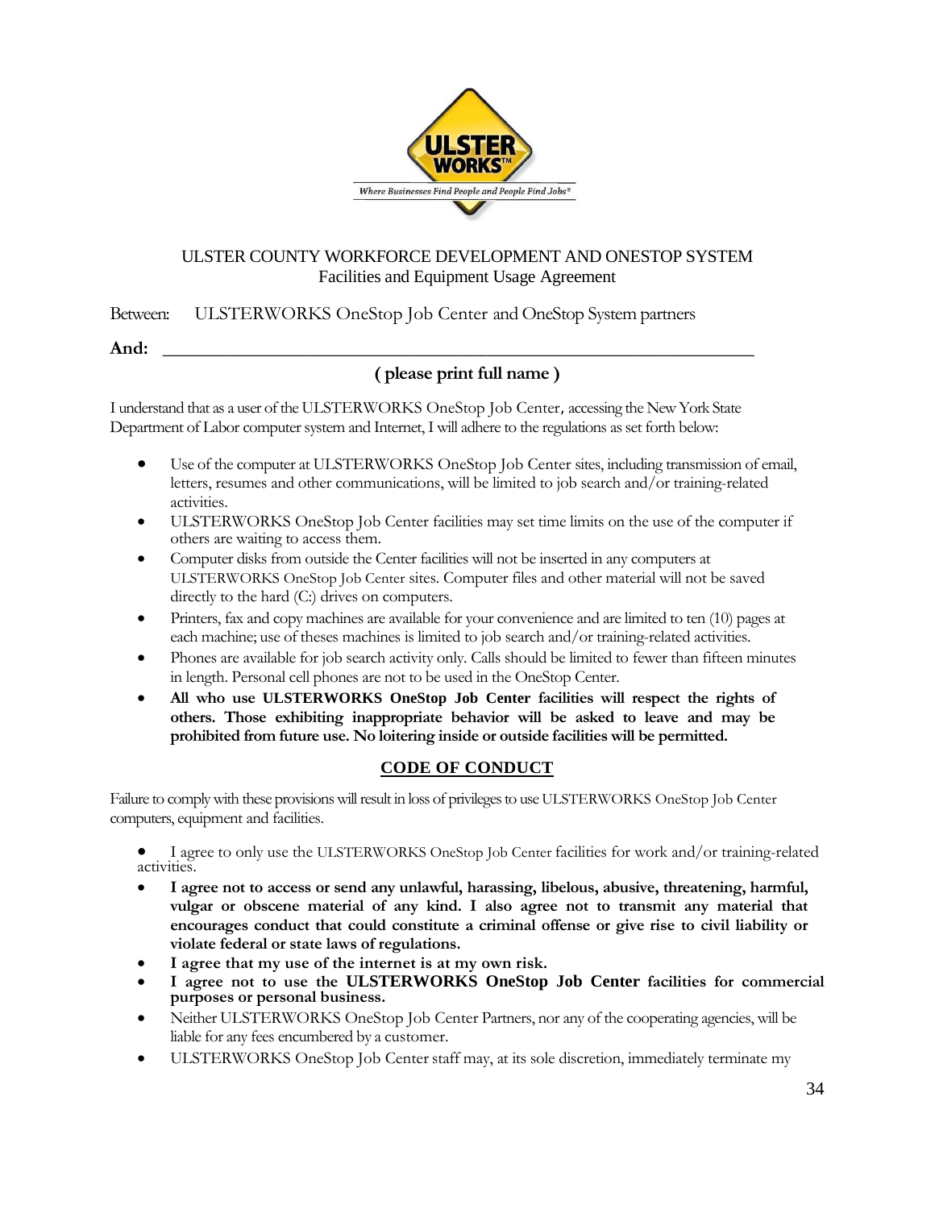ULSTER COUNTY WORKFORCE DEVELOPMENT AND ONESTOP SYSTEM
Facilities and Equipment Usage Agreement

Between: ULSTERWORKS OneStop Job Center and OneStop System partners

**And:** ______________________________________________________________

**( please print full name )**

I understand that as a user of the ULSTERWORKS OneStop Job Center, accessing the New York State Department of Labor computer system and Internet, I will adhere to the regulations as set forth below:

- Use of the computer at ULSTERWORKS OneStop Job Center sites, including transmission of email, letters, resumes and other communications, will be limited to job search and/or training-related activities.
- ULSTERWORKS OneStop Job Center facilities may set time limits on the use of the computer if others are waiting to access them.
- Computer disks from outside the Center facilities will not be inserted in any computers at ULSTERWORKS OneStop Job Center sites. Computer files and other material will not be saved directly to the hard (C:) drives on computers.
- Printers, fax and copy machines are available for your convenience and are limited to ten (10) pages at each machine; use of theses machines is limited to job search and/or training-related activities.
- Phones are available for job search activity only. Calls should be limited to fewer than fifteen minutes in length. Personal cell phones are not to be used in the OneStop Center.
- **All who use ULSTERWORKS OneStop Job Center facilities will respect the rights of others. Those exhibiting inappropriate behavior will be asked to leave and may be prohibited from future use. No loitering inside or outside facilities will be permitted.**

## CODE OF CONDUCT

Failure to comply with these provisions will result in loss of privileges to use ULSTERWORKS OneStop Job Center computers, equipment and facilities.

- I agree to only use the ULSTERWORKS OneStop Job Center facilities for work and/or training-related activities.
- **I agree not to access or send any unlawful, harassing, libelous, abusive, threatening, harmful, vulgar or obscene material of any kind. I also agree not to transmit any material that encourages conduct that could constitute a criminal offense or give rise to civil liability or violate federal or state laws of regulations.**
- **I agree that my use of the internet is at my own risk.**
- **I agree not to use the ULSTERWORKS OneStop Job Center facilities for commercial purposes or personal business.**
- Neither ULSTERWORKS OneStop Job Center Partners, nor any of the cooperating agencies, will be liable for any fees encumbered by a customer.
- ULSTERWORKS OneStop Job Center staff may, at its sole discretion, immediately terminate my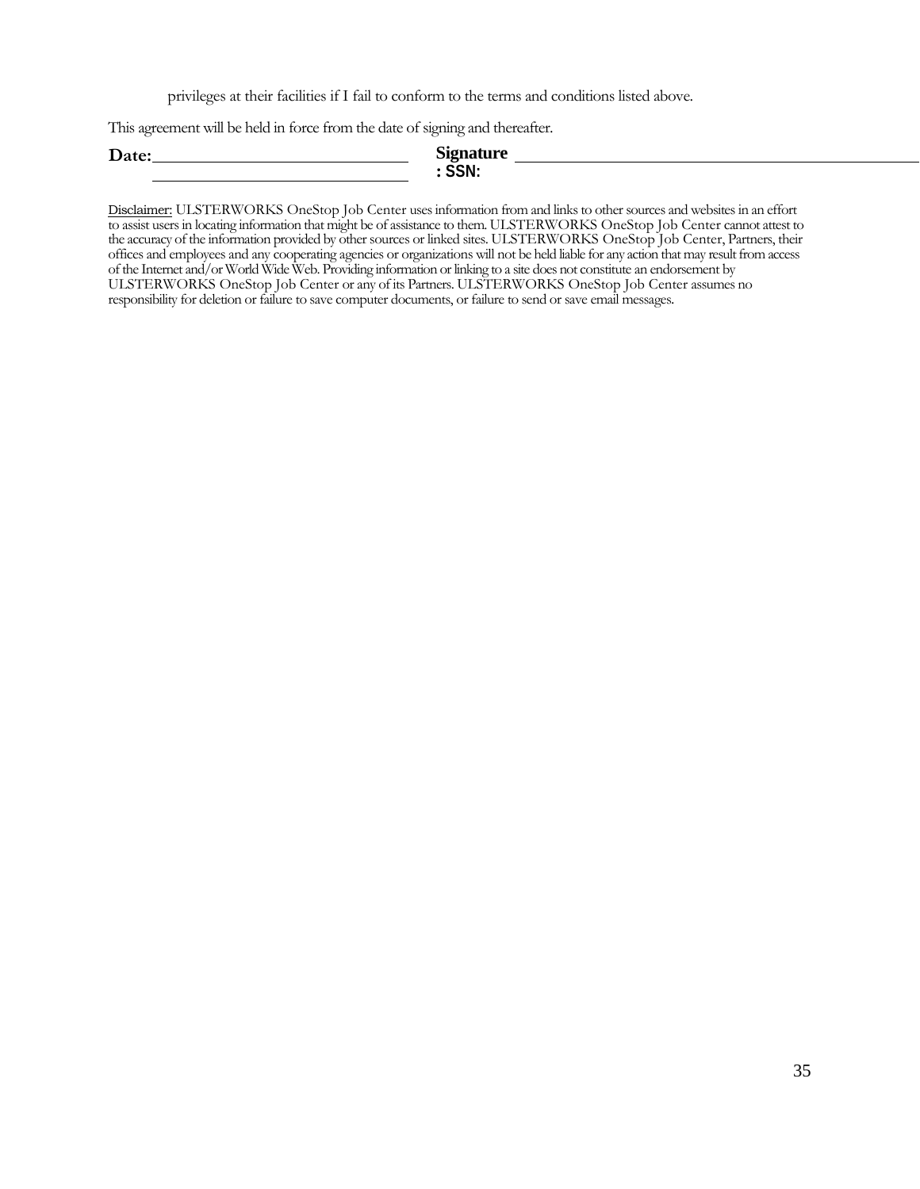privileges at their facilities if I fail to conform to the terms and conditions listed above.

This agreement will be held in force from the date of signing and thereafter.

**Date:**\_\_\_\_\_\_\_\_\_\_\_\_\_\_\_\_\_\_\_\_\_\_\_\_\_\_\_\_\_\_ **Signature**\_\_\_\_\_\_\_\_\_\_\_\_\_\_\_\_\_\_\_\_\_\_\_\_\_\_\_\_\_\_\_\_\_\_\_\_\_\_\_\_\_\_\_\_\_\_\_\_

\_\_\_\_\_\_\_\_\_\_\_\_\_\_\_\_\_\_\_\_\_\_\_\_\_\_\_\_\_\_ **: SSN:**

Disclaimer: ULSTERWORKS OneStop Job Center uses information from and links to other sources and websites in an effort to assist users in locating information that might be of assistance to them. ULSTERWORKS OneStop Job Center cannot attest to the accuracy of the information provided by other sources or linked sites. ULSTERWORKS OneStop Job Center, Partners, their offices and employees and any cooperating agencies or organizations will not be held liable for any action that may result from access of the Internet and/or World Wide Web. Providing information or linking to a site does not constitute an endorsement by ULSTERWORKS OneStop Job Center or any of its Partners. ULSTERWORKS OneStop Job Center assumes no responsibility for deletion or failure to save computer documents, or failure to send or save email messages.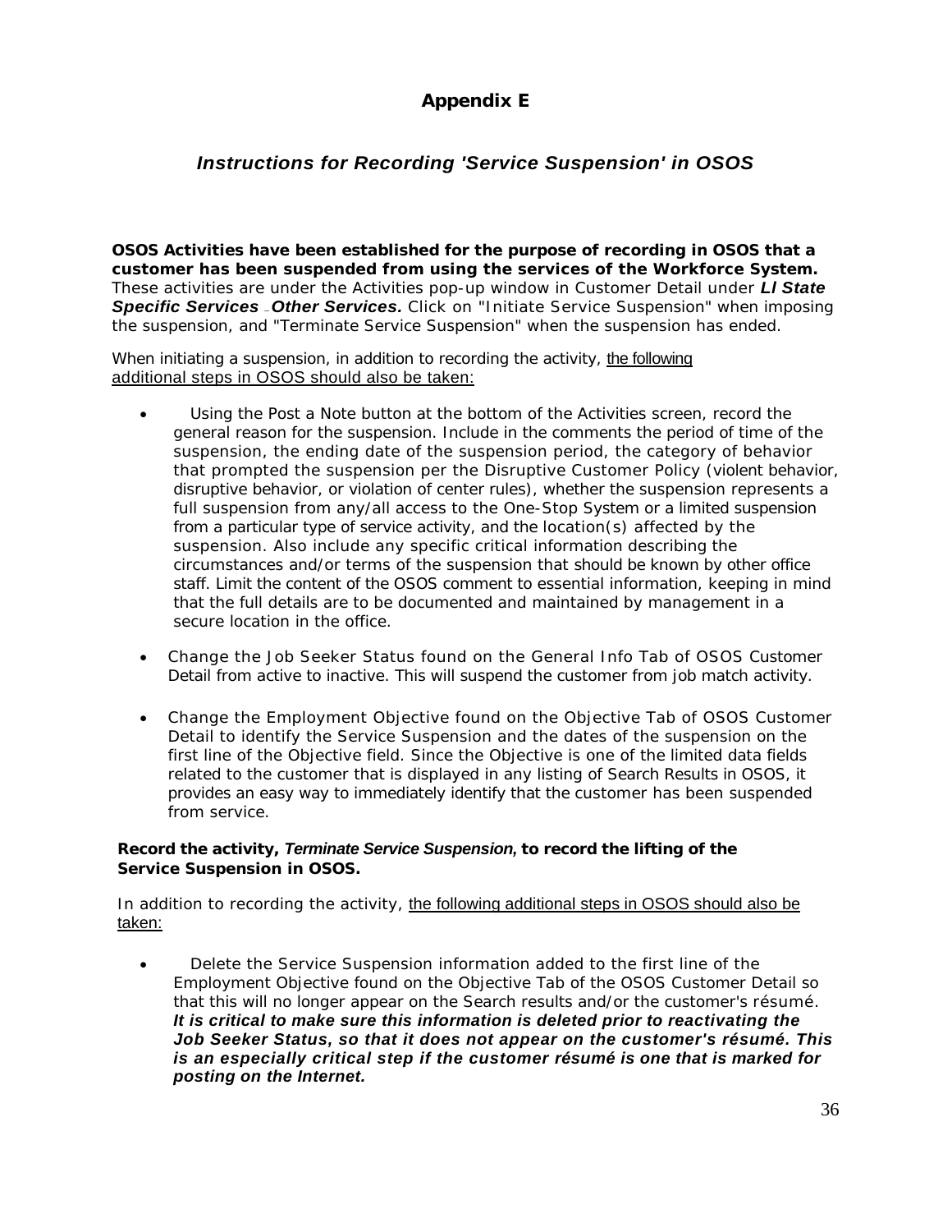# Appendix E

## *Instructions for Recording 'Service Suspension' in OSOS*

**OSOS Activities have been established for the purpose of recording in OSOS that a customer has been suspended from using the services of the Workforce System.** These activities are under the Activities pop-up window in Customer Detail under ***Ll State Specific Services – Other Services.*** Click on "Initiate Service Suspension" when imposing the suspension, and "Terminate Service Suspension" when the suspension has ended.

When initiating a suspension, in addition to recording the activity, <u>the following additional steps in OSOS should also be taken:</u>

- Using the Post a Note button at the bottom of the Activities screen, record the general reason for the suspension. Include in the comments the period of time of the suspension, the ending date of the suspension period, the category of behavior that prompted the suspension per the Disruptive Customer Policy (violent behavior, disruptive behavior, or violation of center rules), whether the suspension represents a full suspension from any/all access to the One-Stop System or a limited suspension from a particular type of service activity, and the location(s) affected by the suspension. Also include any specific critical information describing the circumstances and/or terms of the suspension that should be known by other office staff. Limit the content of the OSOS comment to essential information, keeping in mind that the full details are to be documented and maintained by management in a secure location in the office.
- Change the Job Seeker Status found on the General Info Tab of OSOS Customer Detail from active to inactive. This will suspend the customer from job match activity.
- Change the Employment Objective found on the Objective Tab of OSOS Customer Detail to identify the Service Suspension and the dates of the suspension on the first line of the Objective field. Since the Objective is one of the limited data fields related to the customer that is displayed in any listing of Search Results in OSOS, it provides an easy way to immediately identify that the customer has been suspended from service.

**Record the activity, *Terminate Service Suspension*, to record the lifting of the Service Suspension in OSOS.**

In addition to recording the activity, <u>the following additional steps in OSOS should also be taken:</u>

- Delete the Service Suspension information added to the first line of the Employment Objective found on the Objective Tab of the OSOS Customer Detail so that this will no longer appear on the Search results and/or the customer's résumé. ***It is critical to make sure this information is deleted prior to reactivating the Job Seeker Status, so that it does not appear on the customer's résumé. This is an especially critical step if the customer résumé is one that is marked for posting on the Internet.***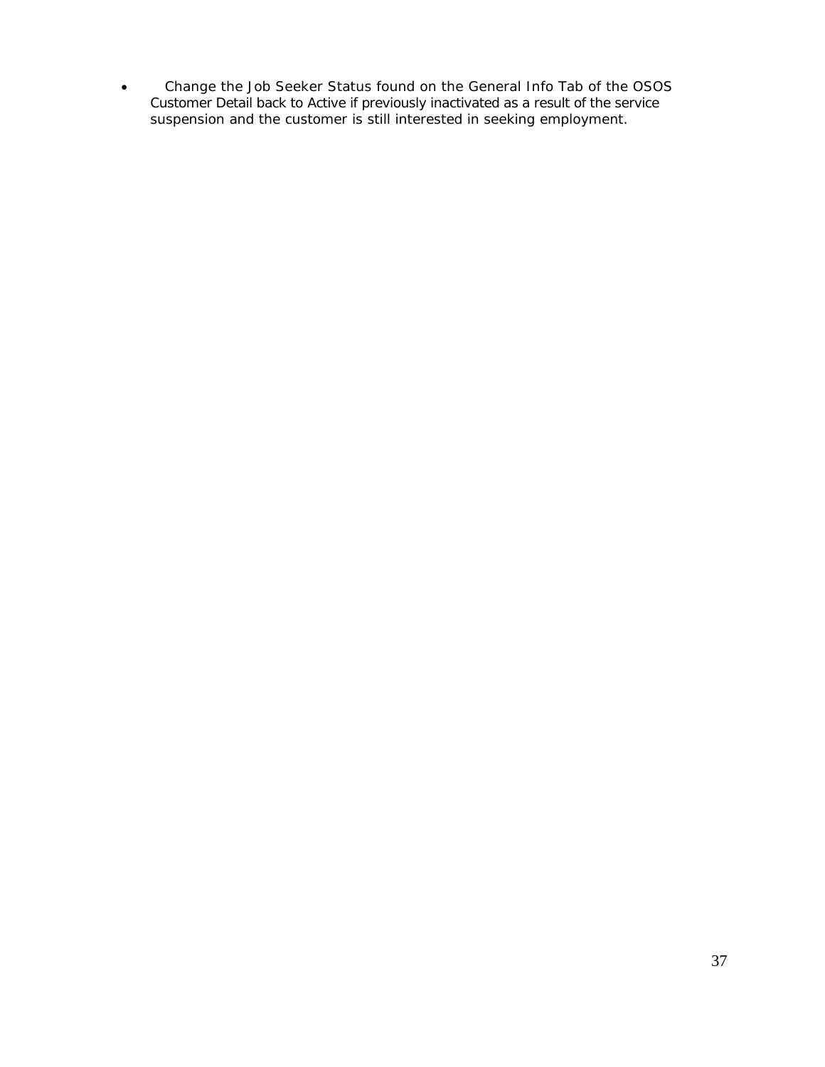- Change the Job Seeker Status found on the General Info Tab of the OSOS Customer Detail back to Active if previously inactivated as a result of the service suspension and the customer is still interested in seeking employment.